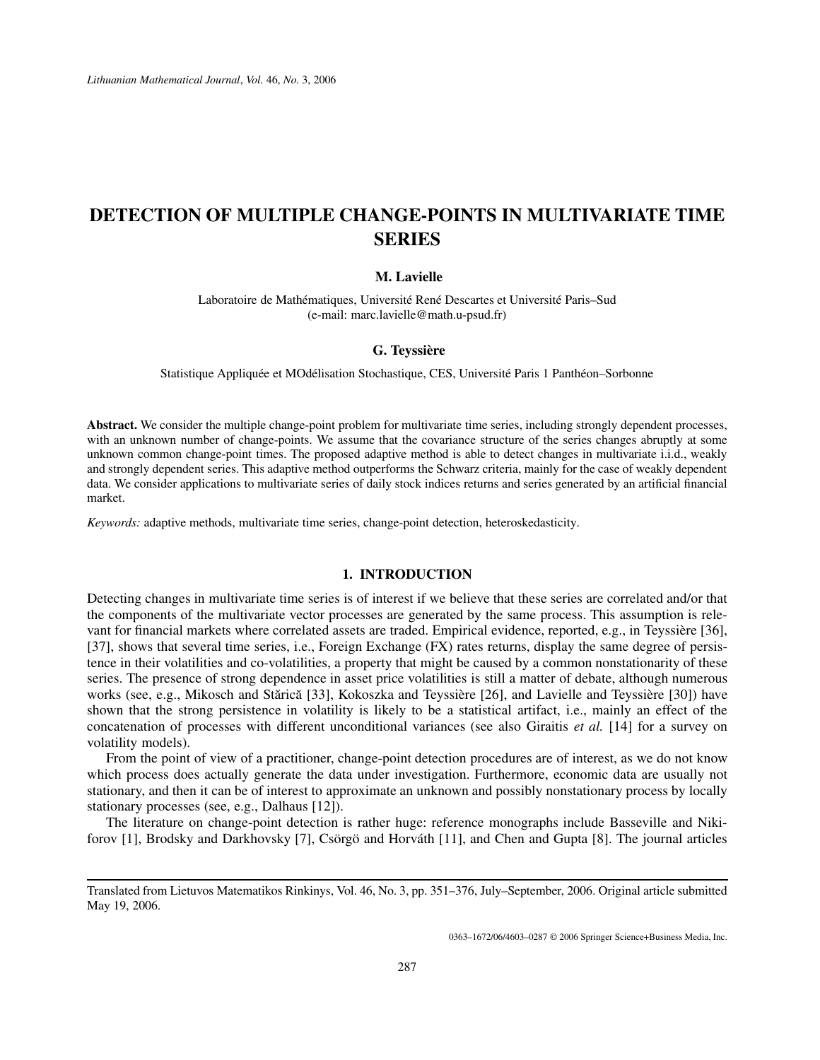# DETECTION OF MULTIPLE CHANGE-POINTS IN MULTIVARIATE TIME SERIES

**M. Lavielle**

Laboratoire de Mathématiques, Université René Descartes et Université Paris–Sud
(e-mail: marc.lavielle@math.u-psud.fr)

**G. Teyssière**

Statistique Appliquée et MOdélisation Stochastique, CES, Université Paris 1 Panthéon–Sorbonne

**Abstract.** We consider the multiple change-point problem for multivariate time series, including strongly dependent processes, with an unknown number of change-points. We assume that the covariance structure of the series changes abruptly at some unknown common change-point times. The proposed adaptive method is able to detect changes in multivariate i.i.d., weakly and strongly dependent series. This adaptive method outperforms the Schwarz criteria, mainly for the case of weakly dependent data. We consider applications to multivariate series of daily stock indices returns and series generated by an artificial financial market.

*Keywords:* adaptive methods, multivariate time series, change-point detection, heteroskedasticity.

## 1. INTRODUCTION

Detecting changes in multivariate time series is of interest if we believe that these series are correlated and/or that the components of the multivariate vector processes are generated by the same process. This assumption is relevant for financial markets where correlated assets are traded. Empirical evidence, reported, e.g., in Teyssière [36], [37], shows that several time series, i.e., Foreign Exchange (FX) rates returns, display the same degree of persistence in their volatilities and co-volatilities, a property that might be caused by a common nonstationarity of these series. The presence of strong dependence in asset price volatilities is still a matter of debate, although numerous works (see, e.g., Mikosch and Stărică [33], Kokoszka and Teyssière [26], and Lavielle and Teyssière [30]) have shown that the strong persistence in volatility is likely to be a statistical artifact, i.e., mainly an effect of the concatenation of processes with different unconditional variances (see also Giraitis *et al.* [14] for a survey on volatility models).

From the point of view of a practitioner, change-point detection procedures are of interest, as we do not know which process does actually generate the data under investigation. Furthermore, economic data are usually not stationary, and then it can be of interest to approximate an unknown and possibly nonstationary process by locally stationary processes (see, e.g., Dalhaus [12]).

The literature on change-point detection is rather huge: reference monographs include Basseville and Nikiforov [1], Brodsky and Darkhovsky [7], Csörgö and Horváth [11], and Chen and Gupta [8]. The journal articles

Translated from Lietuvos Matematikos Rinkinys, Vol. 46, No. 3, pp. 351–376, July–September, 2006. Original article submitted May 19, 2006.

0363–1672/06/4603–0287 © 2006 Springer Science+Business Media, Inc.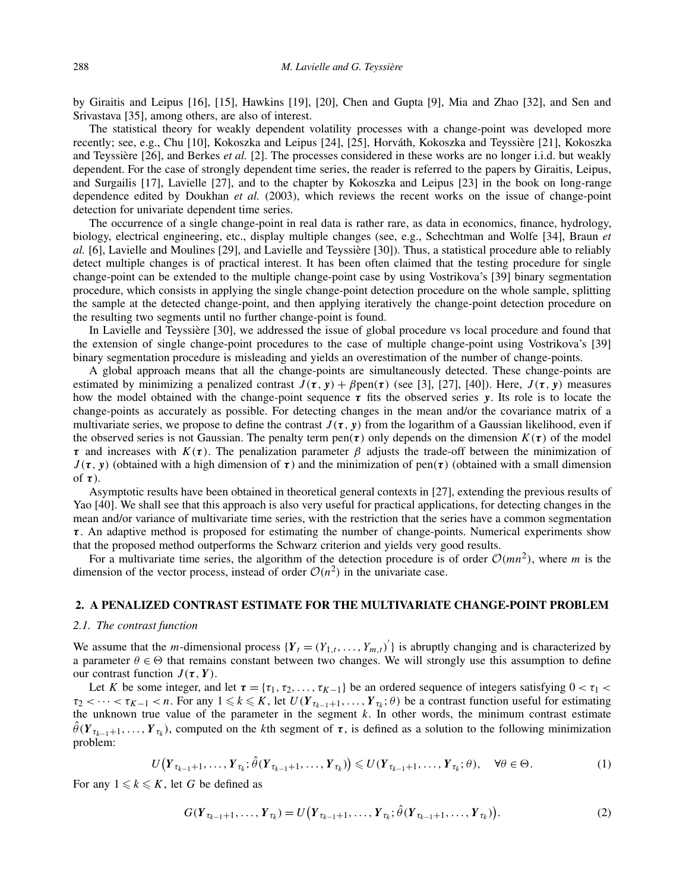by Giraitis and Leipus [16], [15], Hawkins [19], [20], Chen and Gupta [9], Mia and Zhao [32], and Sen and Srivastava [35], among others, are also of interest.

The statistical theory for weakly dependent volatility processes with a change-point was developed more recently; see, e.g., Chu [10], Kokoszka and Leipus [24], [25], Horváth, Kokoszka and Teyssière [21], Kokoszka and Teyssière [26], and Berkes *et al.* [2]. The processes considered in these works are no longer i.i.d. but weakly dependent. For the case of strongly dependent time series, the reader is referred to the papers by Giraitis, Leipus, and Surgailis [17], Lavielle [27], and to the chapter by Kokoszka and Leipus [23] in the book on long-range dependence edited by Doukhan *et al.* (2003), which reviews the recent works on the issue of change-point detection for univariate dependent time series.

The occurrence of a single change-point in real data is rather rare, as data in economics, finance, hydrology, biology, electrical engineering, etc., display multiple changes (see, e.g., Schechtman and Wolfe [34], Braun *et al.* [6], Lavielle and Moulines [29], and Lavielle and Teyssière [30]). Thus, a statistical procedure able to reliably detect multiple changes is of practical interest. It has been often claimed that the testing procedure for single change-point can be extended to the multiple change-point case by using Vostrikova's [39] binary segmentation procedure, which consists in applying the single change-point detection procedure on the whole sample, splitting the sample at the detected change-point, and then applying iteratively the change-point detection procedure on the resulting two segments until no further change-point is found.

In Lavielle and Teyssière [30], we addressed the issue of global procedure vs local procedure and found that the extension of single change-point procedures to the case of multiple change-point using Vostrikova's [39] binary segmentation procedure is misleading and yields an overestimation of the number of change-points.

A global approach means that all the change-points are simultaneously detected. These change-points are estimated by minimizing a penalized contrast $J(\boldsymbol{\tau}, \boldsymbol{y}) + \beta \text{pen}(\boldsymbol{\tau})$ (see [3], [27], [40]). Here, $J(\boldsymbol{\tau}, \boldsymbol{y})$ measures how the model obtained with the change-point sequence $\boldsymbol{\tau}$ fits the observed series $\boldsymbol{y}$. Its role is to locate the change-points as accurately as possible. For detecting changes in the mean and/or the covariance matrix of a multivariate series, we propose to define the contrast $J(\boldsymbol{\tau}, \boldsymbol{y})$ from the logarithm of a Gaussian likelihood, even if the observed series is not Gaussian. The penalty term $\text{pen}(\boldsymbol{\tau})$ only depends on the dimension $K(\boldsymbol{\tau})$ of the model $\boldsymbol{\tau}$ and increases with $K(\boldsymbol{\tau})$. The penalization parameter $\beta$ adjusts the trade-off between the minimization of $J(\boldsymbol{\tau}, \boldsymbol{y})$ (obtained with a high dimension of $\boldsymbol{\tau}$) and the minimization of $\text{pen}(\boldsymbol{\tau})$ (obtained with a small dimension of $\boldsymbol{\tau}$).

Asymptotic results have been obtained in theoretical general contexts in [27], extending the previous results of Yao [40]. We shall see that this approach is also very useful for practical applications, for detecting changes in the mean and/or variance of multivariate time series, with the restriction that the series have a common segmentation $\boldsymbol{\tau}$. An adaptive method is proposed for estimating the number of change-points. Numerical experiments show that the proposed method outperforms the Schwarz criterion and yields very good results.

For a multivariate time series, the algorithm of the detection procedure is of order $\mathcal{O}(mn^2)$, where $m$ is the dimension of the vector process, instead of order $\mathcal{O}(n^2)$ in the univariate case.

## 2. A PENALIZED CONTRAST ESTIMATE FOR THE MULTIVARIATE CHANGE-POINT PROBLEM

### 2.1. The contrast function

We assume that the $m$-dimensional process $\{\boldsymbol{Y}_t = (Y_{1,t}, \ldots, Y_{m,t})'\}$ is abruptly changing and is characterized by a parameter $\theta \in \Theta$ that remains constant between two changes. We will strongly use this assumption to define our contrast function $J(\boldsymbol{\tau}, \boldsymbol{Y})$.

Let $K$ be some integer, and let $\boldsymbol{\tau} = \{\tau_1, \tau_2, \ldots, \tau_{K-1}\}$ be an ordered sequence of integers satisfying $0 < \tau_1 < \tau_2 < \cdots < \tau_{K-1} < n$. For any $1 \leqslant k \leqslant K$, let $U(\boldsymbol{Y}_{\tau_{k-1}+1}, \ldots, \boldsymbol{Y}_{\tau_k}; \theta)$ be a contrast function useful for estimating the unknown true value of the parameter in the segment $k$. In other words, the minimum contrast estimate $\hat{\theta}(\boldsymbol{Y}_{\tau_{k-1}+1}, \ldots, \boldsymbol{Y}_{\tau_k})$, computed on the $k$th segment of $\boldsymbol{\tau}$, is defined as a solution to the following minimization problem:

$$U\big(\boldsymbol{Y}_{\tau_{k-1}+1}, \ldots, \boldsymbol{Y}_{\tau_k}; \hat{\theta}(\boldsymbol{Y}_{\tau_{k-1}+1}, \ldots, \boldsymbol{Y}_{\tau_k})\big) \leqslant U(\boldsymbol{Y}_{\tau_{k-1}+1}, \ldots, \boldsymbol{Y}_{\tau_k}; \theta), \quad \forall \theta \in \Theta. \tag{1}$$

For any $1 \leqslant k \leqslant K$, let $G$ be defined as

$$G(\boldsymbol{Y}_{\tau_{k-1}+1}, \ldots, \boldsymbol{Y}_{\tau_k}) = U\big(\boldsymbol{Y}_{\tau_{k-1}+1}, \ldots, \boldsymbol{Y}_{\tau_k}; \hat{\theta}(\boldsymbol{Y}_{\tau_{k-1}+1}, \ldots, \boldsymbol{Y}_{\tau_k})\big). \tag{2}$$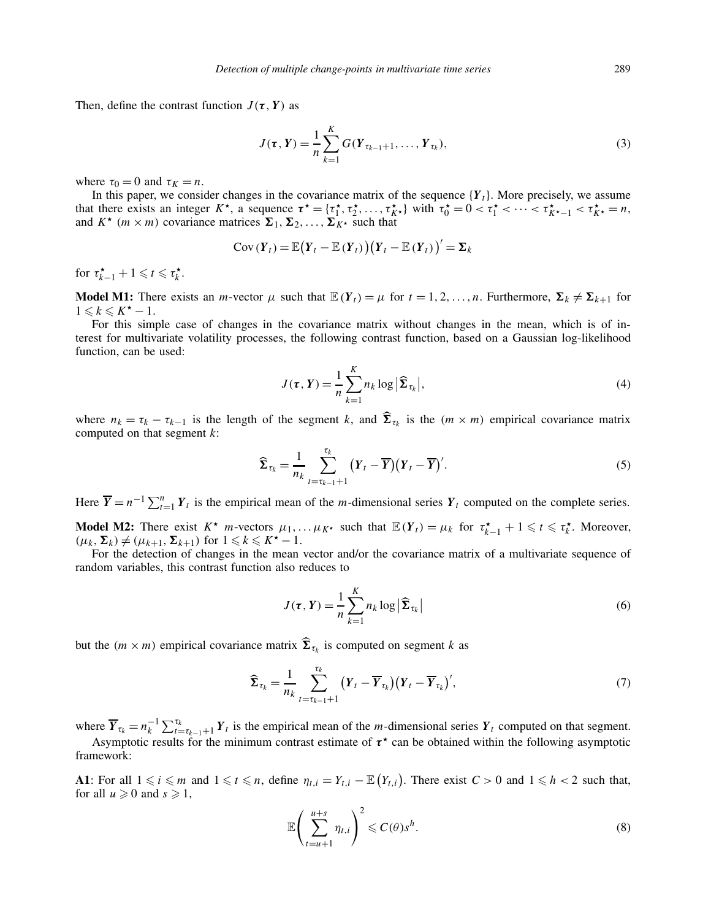Then, define the contrast function $J(\boldsymbol{\tau}, \boldsymbol{Y})$ as

$$J(\boldsymbol{\tau}, \boldsymbol{Y}) = \frac{1}{n} \sum_{k=1}^{K} G(\boldsymbol{Y}_{\tau_{k-1}+1}, \ldots, \boldsymbol{Y}_{\tau_k}), \tag{3}$$

where $\tau_0 = 0$ and $\tau_K = n$.

In this paper, we consider changes in the covariance matrix of the sequence $\{\boldsymbol{Y}_t\}$. More precisely, we assume that there exists an integer $K^\star$, a sequence $\boldsymbol{\tau}^\star = \{\tau_1^\star, \tau_2^\star, \ldots, \tau_{K^\star}^\star\}$ with $\tau_0^\star = 0 < \tau_1^\star < \cdots < \tau_{K^\star-1}^\star < \tau_{K^\star}^\star = n$, and $K^\star$ $(m \times m)$ covariance matrices $\boldsymbol{\Sigma}_1, \boldsymbol{\Sigma}_2, \ldots, \boldsymbol{\Sigma}_{K^\star}$ such that

$$\mathrm{Cov}(\boldsymbol{Y}_t) = \mathbb{E}\big(\boldsymbol{Y}_t - \mathbb{E}(\boldsymbol{Y}_t)\big)\big(\boldsymbol{Y}_t - \mathbb{E}(\boldsymbol{Y}_t)\big)' = \boldsymbol{\Sigma}_k$$

for $\tau_{k-1}^\star + 1 \leqslant t \leqslant \tau_k^\star$.

**Model M1:** There exists an $m$-vector $\mu$ such that $\mathbb{E}(\boldsymbol{Y}_t) = \mu$ for $t = 1, 2, \ldots, n$. Furthermore, $\boldsymbol{\Sigma}_k \neq \boldsymbol{\Sigma}_{k+1}$ for $1 \leqslant k \leqslant K^\star - 1$.

For this simple case of changes in the covariance matrix without changes in the mean, which is of interest for multivariate volatility processes, the following contrast function, based on a Gaussian log-likelihood function, can be used:

$$J(\boldsymbol{\tau}, \boldsymbol{Y}) = \frac{1}{n} \sum_{k=1}^{K} n_k \log \big|\widehat{\boldsymbol{\Sigma}}_{\tau_k}\big|, \tag{4}$$

where $n_k = \tau_k - \tau_{k-1}$ is the length of the segment $k$, and $\widehat{\boldsymbol{\Sigma}}_{\tau_k}$ is the $(m \times m)$ empirical covariance matrix computed on that segment $k$:

$$\widehat{\boldsymbol{\Sigma}}_{\tau_k} = \frac{1}{n_k} \sum_{t=\tau_{k-1}+1}^{\tau_k} \big(\boldsymbol{Y}_t - \overline{\boldsymbol{Y}}\big)\big(\boldsymbol{Y}_t - \overline{\boldsymbol{Y}}\big)'. \tag{5}$$

Here $\overline{\boldsymbol{Y}} = n^{-1} \sum_{t=1}^{n} \boldsymbol{Y}_t$ is the empirical mean of the $m$-dimensional series $\boldsymbol{Y}_t$ computed on the complete series.

**Model M2:** There exist $K^\star$ $m$-vectors $\mu_1, \ldots \mu_{K^\star}$ such that $\mathbb{E}(\boldsymbol{Y}_t) = \mu_k$ for $\tau_{k-1}^\star + 1 \leqslant t \leqslant \tau_k^\star$. Moreover, $(\mu_k, \boldsymbol{\Sigma}_k) \neq (\mu_{k+1}, \boldsymbol{\Sigma}_{k+1})$ for $1 \leqslant k \leqslant K^\star - 1$.

For the detection of changes in the mean vector and/or the covariance matrix of a multivariate sequence of random variables, this contrast function also reduces to

$$J(\boldsymbol{\tau}, \boldsymbol{Y}) = \frac{1}{n} \sum_{k=1}^{K} n_k \log \big|\widehat{\boldsymbol{\Sigma}}_{\tau_k}\big| \tag{6}$$

but the $(m \times m)$ empirical covariance matrix $\widehat{\boldsymbol{\Sigma}}_{\tau_k}$ is computed on segment $k$ as

$$\widehat{\boldsymbol{\Sigma}}_{\tau_k} = \frac{1}{n_k} \sum_{t=\tau_{k-1}+1}^{\tau_k} \big(\boldsymbol{Y}_t - \overline{\boldsymbol{Y}}_{\tau_k}\big)\big(\boldsymbol{Y}_t - \overline{\boldsymbol{Y}}_{\tau_k}\big)', \tag{7}$$

where $\overline{\boldsymbol{Y}}_{\tau_k} = n_k^{-1} \sum_{t=\tau_{k-1}+1}^{\tau_k} \boldsymbol{Y}_t$ is the empirical mean of the $m$-dimensional series $\boldsymbol{Y}_t$ computed on that segment.

Asymptotic results for the minimum contrast estimate of $\boldsymbol{\tau}^\star$ can be obtained within the following asymptotic framework:

**A1**: For all $1 \leqslant i \leqslant m$ and $1 \leqslant t \leqslant n$, define $\eta_{t,i} = Y_{t,i} - \mathbb{E}(Y_{t,i})$. There exist $C > 0$ and $1 \leqslant h < 2$ such that, for all $u \geqslant 0$ and $s \geqslant 1$,

$$\mathbb{E}\left(\sum_{t=u+1}^{u+s} \eta_{t,i}\right)^2 \leqslant C(\theta) s^h. \tag{8}$$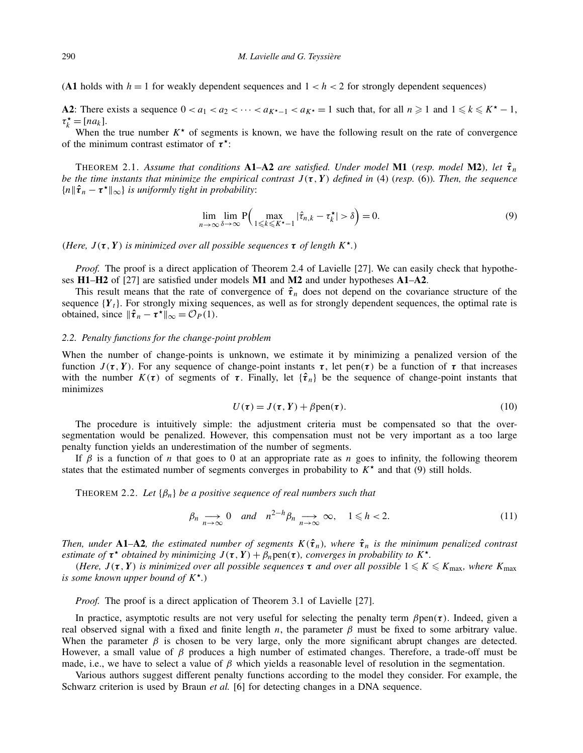(**A1** holds with $h = 1$ for weakly dependent sequences and $1 < h < 2$ for strongly dependent sequences)

**A2**: There exists a sequence $0 < a_1 < a_2 < \cdots < a_{K^\star-1} < a_{K^\star} = 1$ such that, for all $n \geqslant 1$ and $1 \leqslant k \leqslant K^\star - 1$, $\tau_k^\star = [na_k]$.

When the true number $K^\star$ of segments is known, we have the following result on the rate of convergence of the minimum contrast estimator of $\boldsymbol{\tau}^\star$:

THEOREM 2.1. *Assume that conditions* **A1**–**A2** *are satisfied. Under model* **M1** (*resp. model* **M2**)*, let* $\hat{\boldsymbol{\tau}}_n$ *be the time instants that minimize the empirical contrast* $J(\boldsymbol{\tau}, \boldsymbol{Y})$ *defined in* (4) (*resp.* (6))*. Then, the sequence* $\{n\|\hat{\boldsymbol{\tau}}_n - \boldsymbol{\tau}^\star\|_\infty\}$ *is uniformly tight in probability*:

$$\lim_{n\to\infty} \lim_{\delta\to\infty} \mathrm{P}\Big( \max_{1\leqslant k\leqslant K^\star-1} |\hat{\tau}_{n,k} - \tau_k^\star| > \delta \Big) = 0. \tag{9}$$

(*Here,* $J(\boldsymbol{\tau}, \boldsymbol{Y})$ *is minimized over all possible sequences* $\boldsymbol{\tau}$ *of length* $K^\star$.)

*Proof.* The proof is a direct application of Theorem 2.4 of Lavielle [27]. We can easily check that hypotheses **H1**–**H2** of [27] are satisfied under models **M1** and **M2** and under hypotheses **A1**–**A2**.

This result means that the rate of convergence of $\hat{\boldsymbol{\tau}}_n$ does not depend on the covariance structure of the sequence $\{\boldsymbol{Y}_t\}$. For strongly mixing sequences, as well as for strongly dependent sequences, the optimal rate is obtained, since $\|\hat{\boldsymbol{\tau}}_n - \boldsymbol{\tau}^\star\|_\infty = \mathcal{O}_P(1)$.

### 2.2. Penalty functions for the change-point problem

When the number of change-points is unknown, we estimate it by minimizing a penalized version of the function $J(\boldsymbol{\tau}, \boldsymbol{Y})$. For any sequence of change-point instants $\boldsymbol{\tau}$, let $\mathrm{pen}(\boldsymbol{\tau})$ be a function of $\boldsymbol{\tau}$ that increases with the number $K(\boldsymbol{\tau})$ of segments of $\boldsymbol{\tau}$. Finally, let $\{\hat{\boldsymbol{\tau}}_n\}$ be the sequence of change-point instants that minimizes

$$U(\boldsymbol{\tau}) = J(\boldsymbol{\tau}, \boldsymbol{Y}) + \beta \mathrm{pen}(\boldsymbol{\tau}). \tag{10}$$

The procedure is intuitively simple: the adjustment criteria must be compensated so that the over-segmentation would be penalized. However, this compensation must not be very important as a too large penalty function yields an underestimation of the number of segments.

If $\beta$ is a function of $n$ that goes to 0 at an appropriate rate as $n$ goes to infinity, the following theorem states that the estimated number of segments converges in probability to $K^\star$ and that (9) still holds.

THEOREM 2.2. *Let* $\{\beta_n\}$ *be a positive sequence of real numbers such that*

$$\beta_n \underset{n\to\infty}{\longrightarrow} 0 \quad \text{and} \quad n^{2-h}\beta_n \underset{n\to\infty}{\longrightarrow} \infty, \quad 1 \leqslant h < 2. \tag{11}$$

*Then, under* **A1**–**A2***, the estimated number of segments* $K(\hat{\boldsymbol{\tau}}_n)$*, where* $\hat{\boldsymbol{\tau}}_n$ *is the minimum penalized contrast estimate of* $\boldsymbol{\tau}^\star$ *obtained by minimizing* $J(\boldsymbol{\tau}, \boldsymbol{Y}) + \beta_n \mathrm{pen}(\boldsymbol{\tau})$*, converges in probability to* $K^\star$.

(*Here,* $J(\boldsymbol{\tau}, \boldsymbol{Y})$ *is minimized over all possible sequences* $\boldsymbol{\tau}$ *and over all possible* $1 \leqslant K \leqslant K_{\max}$*, where* $K_{\max}$ *is some known upper bound of* $K^\star$.)

*Proof.* The proof is a direct application of Theorem 3.1 of Lavielle [27].

In practice, asymptotic results are not very useful for selecting the penalty term $\beta\mathrm{pen}(\boldsymbol{\tau})$. Indeed, given a real observed signal with a fixed and finite length $n$, the parameter $\beta$ must be fixed to some arbitrary value. When the parameter $\beta$ is chosen to be very large, only the more significant abrupt changes are detected. However, a small value of $\beta$ produces a high number of estimated changes. Therefore, a trade-off must be made, i.e., we have to select a value of $\beta$ which yields a reasonable level of resolution in the segmentation.

Various authors suggest different penalty functions according to the model they consider. For example, the Schwarz criterion is used by Braun *et al.* [6] for detecting changes in a DNA sequence.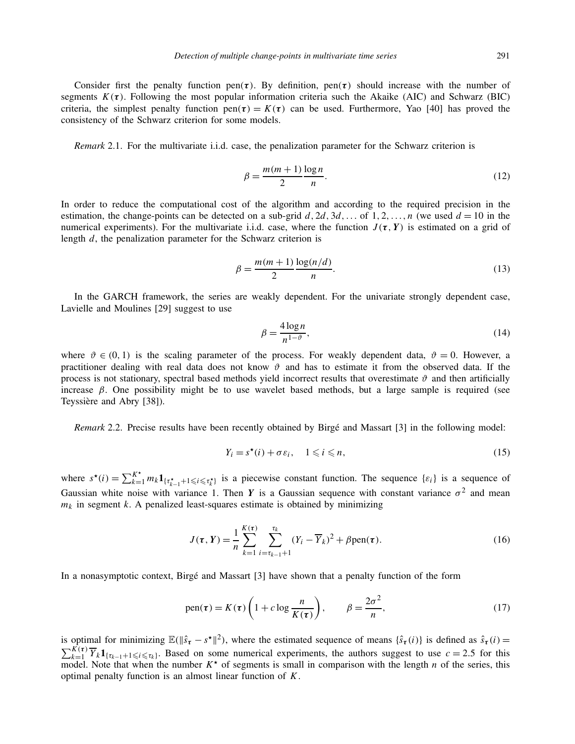Consider first the penalty function $\text{pen}(\boldsymbol{\tau})$. By definition, $\text{pen}(\boldsymbol{\tau})$ should increase with the number of segments $K(\boldsymbol{\tau})$. Following the most popular information criteria such the Akaike (AIC) and Schwarz (BIC) criteria, the simplest penalty function $\text{pen}(\boldsymbol{\tau}) = K(\boldsymbol{\tau})$ can be used. Furthermore, Yao [40] has proved the consistency of the Schwarz criterion for some models.

*Remark* 2.1. For the multivariate i.i.d. case, the penalization parameter for the Schwarz criterion is

$$\beta = \frac{m(m+1)}{2} \frac{\log n}{n}. \tag{12}$$

In order to reduce the computational cost of the algorithm and according to the required precision in the estimation, the change-points can be detected on a sub-grid $d, 2d, 3d, \ldots$ of $1, 2, \ldots, n$ (we used $d = 10$ in the numerical experiments). For the multivariate i.i.d. case, where the function $J(\boldsymbol{\tau}, \boldsymbol{Y})$ is estimated on a grid of length $d$, the penalization parameter for the Schwarz criterion is

$$\beta = \frac{m(m+1)}{2} \frac{\log(n/d)}{n}. \tag{13}$$

In the GARCH framework, the series are weakly dependent. For the univariate strongly dependent case, Lavielle and Moulines [29] suggest to use

$$\beta = \frac{4 \log n}{n^{1-\vartheta}}, \tag{14}$$

where $\vartheta \in (0, 1)$ is the scaling parameter of the process. For weakly dependent data, $\vartheta = 0$. However, a practitioner dealing with real data does not know $\vartheta$ and has to estimate it from the observed data. If the process is not stationary, spectral based methods yield incorrect results that overestimate $\vartheta$ and then artificially increase $\beta$. One possibility might be to use wavelet based methods, but a large sample is required (see Teyssière and Abry [38]).

*Remark* 2.2. Precise results have been recently obtained by Birgé and Massart [3] in the following model:

$$Y_i = s^\star(i) + \sigma \varepsilon_i, \quad 1 \leqslant i \leqslant n, \tag{15}$$

where $s^\star(i) = \sum_{k=1}^{K^\star} m_k \mathbf{1}_{\{\tau_{k-1}^\star + 1 \leqslant i \leqslant \tau_k^\star\}}$ is a piecewise constant function. The sequence $\{\varepsilon_i\}$ is a sequence of Gaussian white noise with variance 1. Then $\boldsymbol{Y}$ is a Gaussian sequence with constant variance $\sigma^2$ and mean $m_k$ in segment $k$. A penalized least-squares estimate is obtained by minimizing

$$J(\boldsymbol{\tau}, \boldsymbol{Y}) = \frac{1}{n} \sum_{k=1}^{K(\boldsymbol{\tau})} \sum_{i=\tau_{k-1}+1}^{\tau_k} (Y_i - \overline{Y}_k)^2 + \beta \text{pen}(\boldsymbol{\tau}). \tag{16}$$

In a nonasymptotic context, Birgé and Massart [3] have shown that a penalty function of the form

$$\text{pen}(\boldsymbol{\tau}) = K(\boldsymbol{\tau}) \left( 1 + c \log \frac{n}{K(\boldsymbol{\tau})} \right), \qquad \beta = \frac{2\sigma^2}{n}, \tag{17}$$

is optimal for minimizing $\mathbb{E}(\|\hat{s}_{\boldsymbol{\tau}} - s^\star\|^2)$, where the estimated sequence of means $\{\hat{s}_{\boldsymbol{\tau}}(i)\}$ is defined as $\hat{s}_{\boldsymbol{\tau}}(i) = \sum_{k=1}^{K(\boldsymbol{\tau})} \overline{Y}_k \mathbf{1}_{\{\tau_{k-1}+1 \leqslant i \leqslant \tau_k\}}$. Based on some numerical experiments, the authors suggest to use $c = 2.5$ for this model. Note that when the number $K^\star$ of segments is small in comparison with the length $n$ of the series, this optimal penalty function is an almost linear function of $K$.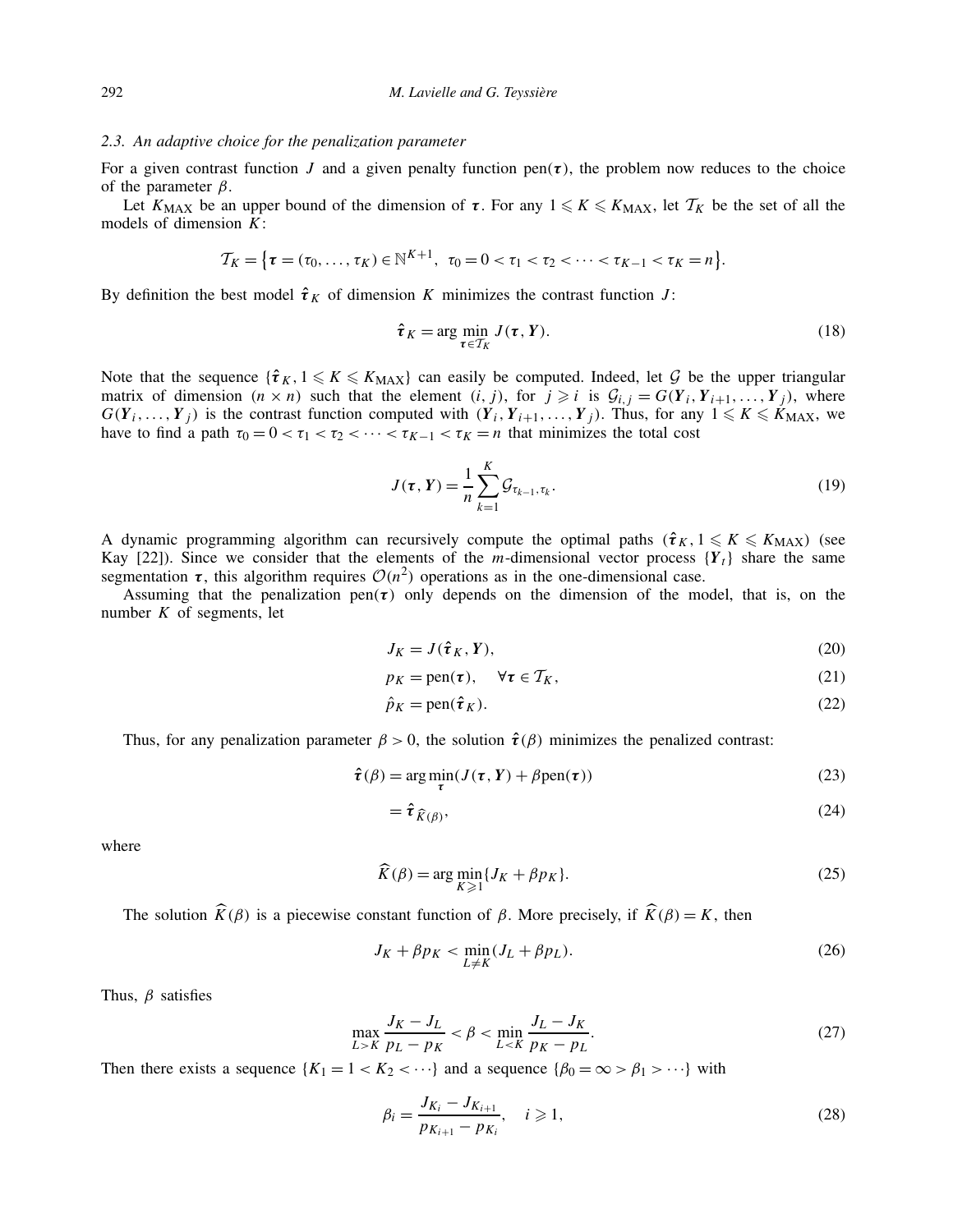### 2.3. An adaptive choice for the penalization parameter

For a given contrast function $J$ and a given penalty function $\text{pen}(\boldsymbol{\tau})$, the problem now reduces to the choice of the parameter $\beta$.

Let $K_{\text{MAX}}$ be an upper bound of the dimension of $\boldsymbol{\tau}$. For any $1 \leqslant K \leqslant K_{\text{MAX}}$, let $\mathcal{T}_K$ be the set of all the models of dimension $K$:

$$\mathcal{T}_K = \left\{\boldsymbol{\tau} = (\tau_0, \ldots, \tau_K) \in \mathbb{N}^{K+1},\ \tau_0 = 0 < \tau_1 < \tau_2 < \cdots < \tau_{K-1} < \tau_K = n\right\}.$$

By definition the best model $\hat{\boldsymbol{\tau}}_K$ of dimension $K$ minimizes the contrast function $J$:

$$\hat{\boldsymbol{\tau}}_K = \arg\min_{\boldsymbol{\tau} \in \mathcal{T}_K} J(\boldsymbol{\tau}, \boldsymbol{Y}). \tag{18}$$

Note that the sequence $\{\hat{\boldsymbol{\tau}}_K, 1 \leqslant K \leqslant K_{\text{MAX}}\}$ can easily be computed. Indeed, let $\mathcal{G}$ be the upper triangular matrix of dimension $(n \times n)$ such that the element $(i, j)$, for $j \geqslant i$ is $\mathcal{G}_{i,j} = G(\boldsymbol{Y}_i, \boldsymbol{Y}_{i+1}, \ldots, \boldsymbol{Y}_j)$, where $G(\boldsymbol{Y}_i, \ldots, \boldsymbol{Y}_j)$ is the contrast function computed with $(\boldsymbol{Y}_i, \boldsymbol{Y}_{i+1}, \ldots, \boldsymbol{Y}_j)$. Thus, for any $1 \leqslant K \leqslant K_{\text{MAX}}$, we have to find a path $\tau_0 = 0 < \tau_1 < \tau_2 < \cdots < \tau_{K-1} < \tau_K = n$ that minimizes the total cost

$$J(\boldsymbol{\tau}, \boldsymbol{Y}) = \frac{1}{n}\sum_{k=1}^{K} \mathcal{G}_{\tau_{k-1}, \tau_k}. \tag{19}$$

A dynamic programming algorithm can recursively compute the optimal paths $(\hat{\boldsymbol{\tau}}_K, 1 \leqslant K \leqslant K_{\text{MAX}})$ (see Kay [22]). Since we consider that the elements of the $m$-dimensional vector process $\{\boldsymbol{Y}_t\}$ share the same segmentation $\boldsymbol{\tau}$, this algorithm requires $\mathcal{O}(n^2)$ operations as in the one-dimensional case.

Assuming that the penalization $\text{pen}(\boldsymbol{\tau})$ only depends on the dimension of the model, that is, on the number $K$ of segments, let

$$J_K = J(\hat{\boldsymbol{\tau}}_K, \boldsymbol{Y}), \tag{20}$$

$$p_K = \text{pen}(\boldsymbol{\tau}), \quad \forall \boldsymbol{\tau} \in \mathcal{T}_K, \tag{21}$$

$$\hat{p}_K = \text{pen}(\hat{\boldsymbol{\tau}}_K). \tag{22}$$

Thus, for any penalization parameter $\beta > 0$, the solution $\hat{\boldsymbol{\tau}}(\beta)$ minimizes the penalized contrast:

$$\hat{\boldsymbol{\tau}}(\beta) = \arg\min_{\boldsymbol{\tau}}(J(\boldsymbol{\tau}, \boldsymbol{Y}) + \beta\,\text{pen}(\boldsymbol{\tau})) \tag{23}$$

$$= \hat{\boldsymbol{\tau}}_{\widehat{K}(\beta)}, \tag{24}$$

where

$$\widehat{K}(\beta) = \arg\min_{K \geqslant 1}\{J_K + \beta p_K\}. \tag{25}$$

The solution $\widehat{K}(\beta)$ is a piecewise constant function of $\beta$. More precisely, if $\widehat{K}(\beta) = K$, then

$$J_K + \beta p_K < \min_{L \neq K}(J_L + \beta p_L). \tag{26}$$

Thus, $\beta$ satisfies

$$\max_{L > K} \frac{J_K - J_L}{p_L - p_K} < \beta < \min_{L < K} \frac{J_L - J_K}{p_K - p_L}. \tag{27}$$

Then there exists a sequence $\{K_1 = 1 < K_2 < \cdots\}$ and a sequence $\{\beta_0 = \infty > \beta_1 > \cdots\}$ with

$$\beta_i = \frac{J_{K_i} - J_{K_{i+1}}}{p_{K_{i+1}} - p_{K_i}}, \quad i \geqslant 1, \tag{28}$$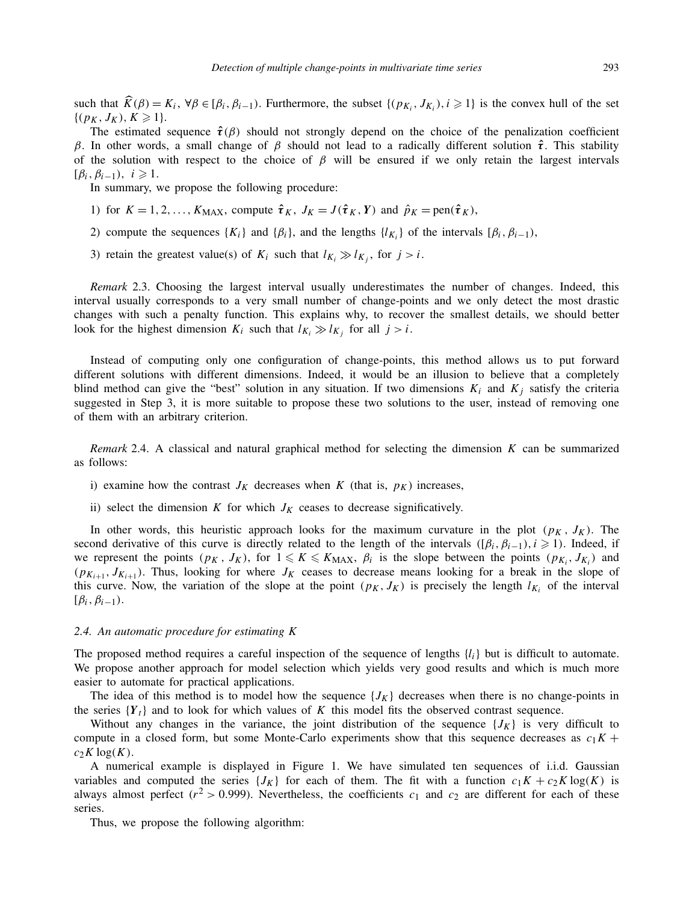such that $\widehat{K}(\beta) = K_i$, $\forall \beta \in [\beta_i, \beta_{i-1})$. Furthermore, the subset $\{(p_{K_i}, J_{K_i}), i \geqslant 1\}$ is the convex hull of the set $\{(p_K, J_K), K \geqslant 1\}$.

The estimated sequence $\hat{\boldsymbol{\tau}}(\beta)$ should not strongly depend on the choice of the penalization coefficient $\beta$. In other words, a small change of $\beta$ should not lead to a radically different solution $\hat{\boldsymbol{\tau}}$. This stability of the solution with respect to the choice of $\beta$ will be ensured if we only retain the largest intervals $[\beta_i, \beta_{i-1})$, $i \geqslant 1$.

In summary, we propose the following procedure:

1) for $K = 1, 2, \ldots, K_{\mathrm{MAX}}$, compute $\hat{\boldsymbol{\tau}}_K$, $J_K = J(\hat{\boldsymbol{\tau}}_K, \boldsymbol{Y})$ and $\hat{p}_K = \mathrm{pen}(\hat{\boldsymbol{\tau}}_K)$,

2) compute the sequences $\{K_i\}$ and $\{\beta_i\}$, and the lengths $\{l_{K_i}\}$ of the intervals $[\beta_i, \beta_{i-1})$,

3) retain the greatest value(s) of $K_i$ such that $l_{K_i} \gg l_{K_j}$, for $j > i$.

*Remark* 2.3. Choosing the largest interval usually underestimates the number of changes. Indeed, this interval usually corresponds to a very small number of change-points and we only detect the most drastic changes with such a penalty function. This explains why, to recover the smallest details, we should better look for the highest dimension $K_i$ such that $l_{K_i} \gg l_{K_j}$ for all $j > i$.

Instead of computing only one configuration of change-points, this method allows us to put forward different solutions with different dimensions. Indeed, it would be an illusion to believe that a completely blind method can give the "best" solution in any situation. If two dimensions $K_i$ and $K_j$ satisfy the criteria suggested in Step 3, it is more suitable to propose these two solutions to the user, instead of removing one of them with an arbitrary criterion.

*Remark* 2.4. A classical and natural graphical method for selecting the dimension $K$ can be summarized as follows:

i) examine how the contrast $J_K$ decreases when $K$ (that is, $p_K$) increases,

ii) select the dimension $K$ for which $J_K$ ceases to decrease significatively.

In other words, this heuristic approach looks for the maximum curvature in the plot $(p_K, J_K)$. The second derivative of this curve is directly related to the length of the intervals $([\beta_i, \beta_{i-1}), i \geqslant 1)$. Indeed, if we represent the points $(p_K, J_K)$, for $1 \leqslant K \leqslant K_{\mathrm{MAX}}$, $\beta_i$ is the slope between the points $(p_{K_i}, J_{K_i})$ and $(p_{K_{i+1}}, J_{K_{i+1}})$. Thus, looking for where $J_K$ ceases to decrease means looking for a break in the slope of this curve. Now, the variation of the slope at the point $(p_K, J_K)$ is precisely the length $l_{K_i}$ of the interval $[\beta_i, \beta_{i-1})$.

### 2.4. An automatic procedure for estimating $K$

The proposed method requires a careful inspection of the sequence of lengths $\{l_i\}$ but is difficult to automate. We propose another approach for model selection which yields very good results and which is much more easier to automate for practical applications.

The idea of this method is to model how the sequence $\{J_K\}$ decreases when there is no change-points in the series $\{\boldsymbol{Y}_t\}$ and to look for which values of $K$ this model fits the observed contrast sequence.

Without any changes in the variance, the joint distribution of the sequence $\{J_K\}$ is very difficult to compute in a closed form, but some Monte-Carlo experiments show that this sequence decreases as $c_1 K + c_2 K \log(K)$.

A numerical example is displayed in Figure 1. We have simulated ten sequences of i.i.d. Gaussian variables and computed the series $\{J_K\}$ for each of them. The fit with a function $c_1 K + c_2 K \log(K)$ is always almost perfect ($r^2 > 0.999$). Nevertheless, the coefficients $c_1$ and $c_2$ are different for each of these series.

Thus, we propose the following algorithm: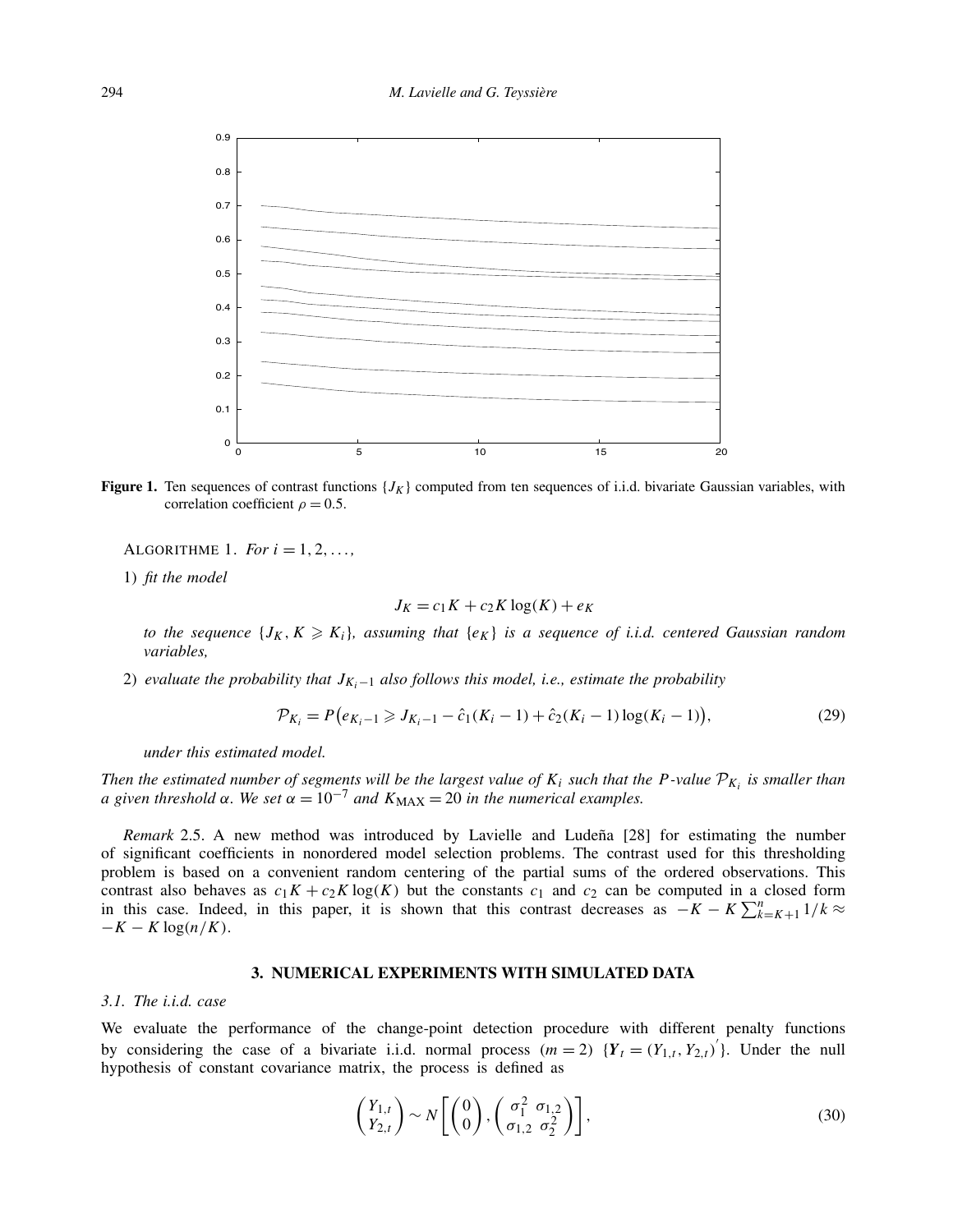**Figure 1.** Ten sequences of contrast functions $\{J_K\}$ computed from ten sequences of i.i.d. bivariate Gaussian variables, with correlation coefficient $\rho = 0.5$.

ALGORITHME 1. *For* $i = 1, 2, \ldots,$

1) *fit the model*

$$J_K = c_1 K + c_2 K \log(K) + e_K$$

*to the sequence* $\{J_K, K \geqslant K_i\}$*, assuming that* $\{e_K\}$ *is a sequence of i.i.d. centered Gaussian random variables,*

2) *evaluate the probability that* $J_{K_i-1}$ *also follows this model, i.e., estimate the probability*

$$\mathcal{P}_{K_i} = P\big(e_{K_i-1} \geqslant J_{K_i-1} - \hat{c}_1(K_i - 1) + \hat{c}_2(K_i - 1)\log(K_i - 1)\big), \tag{29}$$

*under this estimated model.*

*Then the estimated number of segments will be the largest value of* $K_i$ *such that the* $P$*-value* $\mathcal{P}_{K_i}$ *is smaller than a given threshold* $\alpha$*. We set* $\alpha = 10^{-7}$ *and* $K_{\text{MAX}} = 20$ *in the numerical examples.*

*Remark* 2.5. A new method was introduced by Lavielle and Ludeña [28] for estimating the number of significant coefficients in nonordered model selection problems. The contrast used for this thresholding problem is based on a convenient random centering of the partial sums of the ordered observations. This contrast also behaves as $c_1 K + c_2 K \log(K)$ but the constants $c_1$ and $c_2$ can be computed in a closed form in this case. Indeed, in this paper, it is shown that this contrast decreases as $-K - K\sum_{k=K+1}^{n} 1/k \approx -K - K\log(n/K)$.

## 3. NUMERICAL EXPERIMENTS WITH SIMULATED DATA

### *3.1. The i.i.d. case*

We evaluate the performance of the change-point detection procedure with different penalty functions by considering the case of a bivariate i.i.d. normal process ($m = 2$) $\{\boldsymbol{Y}_t = (Y_{1,t}, Y_{2,t})'\}$. Under the null hypothesis of constant covariance matrix, the process is defined as

$$\begin{pmatrix} Y_{1,t} \\ Y_{2,t} \end{pmatrix} \sim N\left[\begin{pmatrix} 0 \\ 0 \end{pmatrix}, \begin{pmatrix} \sigma_1^2 & \sigma_{1,2} \\ \sigma_{1,2} & \sigma_2^2 \end{pmatrix}\right], \tag{30}$$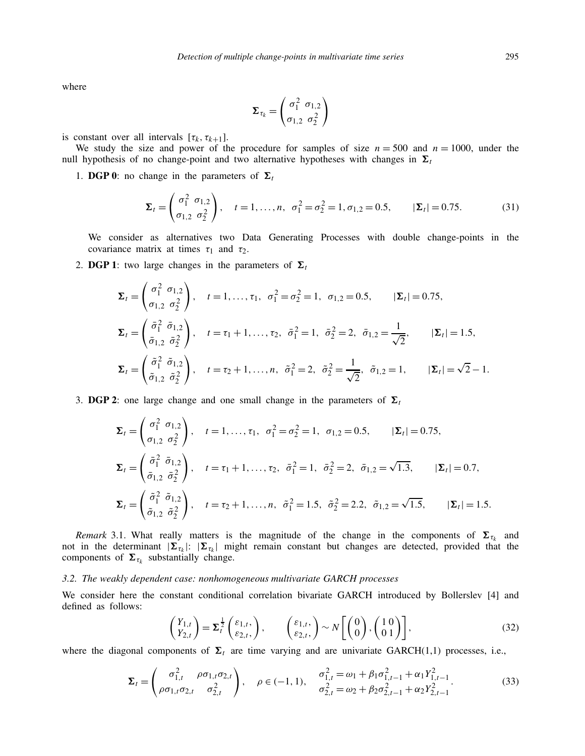where

$$\mathbf{\Sigma}_{\tau_k} = \begin{pmatrix} \sigma_1^2 & \sigma_{1,2} \\ \sigma_{1,2} & \sigma_2^2 \end{pmatrix}$$

is constant over all intervals $[\tau_k, \tau_{k+1}]$.

We study the size and power of the procedure for samples of size $n = 500$ and $n = 1000$, under the null hypothesis of no change-point and two alternative hypotheses with changes in $\mathbf{\Sigma}_t$

1. **DGP 0**: no change in the parameters of $\mathbf{\Sigma}_t$

$$\mathbf{\Sigma}_t = \begin{pmatrix} \sigma_1^2 & \sigma_{1,2} \\ \sigma_{1,2} & \sigma_2^2 \end{pmatrix}, \quad t = 1, \ldots, n, \ \ \sigma_1^2 = \sigma_2^2 = 1, \sigma_{1,2} = 0.5, \qquad |\mathbf{\Sigma}_t| = 0.75. \tag{31}$$

   We consider as alternatives two Data Generating Processes with double change-points in the covariance matrix at times $\tau_1$ and $\tau_2$.

2. **DGP 1**: two large changes in the parameters of $\mathbf{\Sigma}_t$

$$\mathbf{\Sigma}_t = \begin{pmatrix} \sigma_1^2 & \sigma_{1,2} \\ \sigma_{1,2} & \sigma_2^2 \end{pmatrix}, \quad t = 1, \ldots, \tau_1, \ \ \sigma_1^2 = \sigma_2^2 = 1, \ \ \sigma_{1,2} = 0.5, \qquad |\mathbf{\Sigma}_t| = 0.75,$$

$$\mathbf{\Sigma}_t = \begin{pmatrix} \bar{\sigma}_1^2 & \bar{\sigma}_{1,2} \\ \bar{\sigma}_{1,2} & \bar{\sigma}_2^2 \end{pmatrix}, \quad t = \tau_1 + 1, \ldots, \tau_2, \ \ \bar{\sigma}_1^2 = 1, \ \ \bar{\sigma}_2^2 = 2, \ \ \bar{\sigma}_{1,2} = \frac{1}{\sqrt{2}}, \qquad |\mathbf{\Sigma}_t| = 1.5,$$

$$\mathbf{\Sigma}_t = \begin{pmatrix} \tilde{\sigma}_1^2 & \tilde{\sigma}_{1,2} \\ \tilde{\sigma}_{1,2} & \tilde{\sigma}_2^2 \end{pmatrix}, \quad t = \tau_2 + 1, \ldots, n, \ \ \tilde{\sigma}_1^2 = 2, \ \ \tilde{\sigma}_2^2 = \frac{1}{\sqrt{2}}, \ \ \tilde{\sigma}_{1,2} = 1, \qquad |\mathbf{\Sigma}_t| = \sqrt{2} - 1.$$

3. **DGP 2**: one large change and one small change in the parameters of $\mathbf{\Sigma}_t$

$$\mathbf{\Sigma}_t = \begin{pmatrix} \sigma_1^2 & \sigma_{1,2} \\ \sigma_{1,2} & \sigma_2^2 \end{pmatrix}, \quad t = 1, \ldots, \tau_1, \ \ \sigma_1^2 = \sigma_2^2 = 1, \ \ \sigma_{1,2} = 0.5, \qquad |\mathbf{\Sigma}_t| = 0.75,$$

$$\mathbf{\Sigma}_t = \begin{pmatrix} \bar{\sigma}_1^2 & \bar{\sigma}_{1,2} \\ \bar{\sigma}_{1,2} & \bar{\sigma}_2^2 \end{pmatrix}, \quad t = \tau_1 + 1, \ldots, \tau_2, \ \ \bar{\sigma}_1^2 = 1, \ \ \bar{\sigma}_2^2 = 2, \ \ \bar{\sigma}_{1,2} = \sqrt{1.3}, \qquad |\mathbf{\Sigma}_t| = 0.7,$$

$$\mathbf{\Sigma}_t = \begin{pmatrix} \tilde{\sigma}_1^2 & \tilde{\sigma}_{1,2} \\ \tilde{\sigma}_{1,2} & \tilde{\sigma}_2^2 \end{pmatrix}, \quad t = \tau_2 + 1, \ldots, n, \ \ \tilde{\sigma}_1^2 = 1.5, \ \ \tilde{\sigma}_2^2 = 2.2, \ \ \tilde{\sigma}_{1,2} = \sqrt{1.5}, \qquad |\mathbf{\Sigma}_t| = 1.5.$$

*Remark* 3.1. What really matters is the magnitude of the change in the components of $\mathbf{\Sigma}_{\tau_k}$ and not in the determinant $|\mathbf{\Sigma}_{\tau_k}|$: $|\mathbf{\Sigma}_{\tau_k}|$ might remain constant but changes are detected, provided that the components of $\mathbf{\Sigma}_{\tau_k}$ substantially change.

### *3.2. The weakly dependent case: nonhomogeneous multivariate GARCH processes*

We consider here the constant conditional correlation bivariate GARCH introduced by Bollerslev [4] and defined as follows:

$$\begin{pmatrix} Y_{1,t} \\ Y_{2,t} \end{pmatrix} = \mathbf{\Sigma}_t^{\frac{1}{2}} \begin{pmatrix} \varepsilon_{1,t}, \\ \varepsilon_{2,t}, \end{pmatrix}, \qquad \begin{pmatrix} \varepsilon_{1,t}, \\ \varepsilon_{2,t}, \end{pmatrix} \sim N\left[ \begin{pmatrix} 0 \\ 0 \end{pmatrix}, \begin{pmatrix} 1 & 0 \\ 0 & 1 \end{pmatrix} \right], \tag{32}$$

where the diagonal components of $\mathbf{\Sigma}_t$ are time varying and are univariate GARCH(1,1) processes, i.e.,

$$\mathbf{\Sigma}_t = \begin{pmatrix} \sigma_{1,t}^2 & \rho\sigma_{1,t}\sigma_{2,t} \\ \rho\sigma_{1,t}\sigma_{2,t} & \sigma_{2,t}^2 \end{pmatrix}, \quad \rho \in (-1, 1), \quad \begin{matrix} \sigma_{1,t}^2 = \omega_1 + \beta_1\sigma_{1,t-1}^2 + \alpha_1 Y_{1,t-1}^2 \\ \sigma_{2,t}^2 = \omega_2 + \beta_2\sigma_{2,t-1}^2 + \alpha_2 Y_{2,t-1}^2 \end{matrix}. \tag{33}$$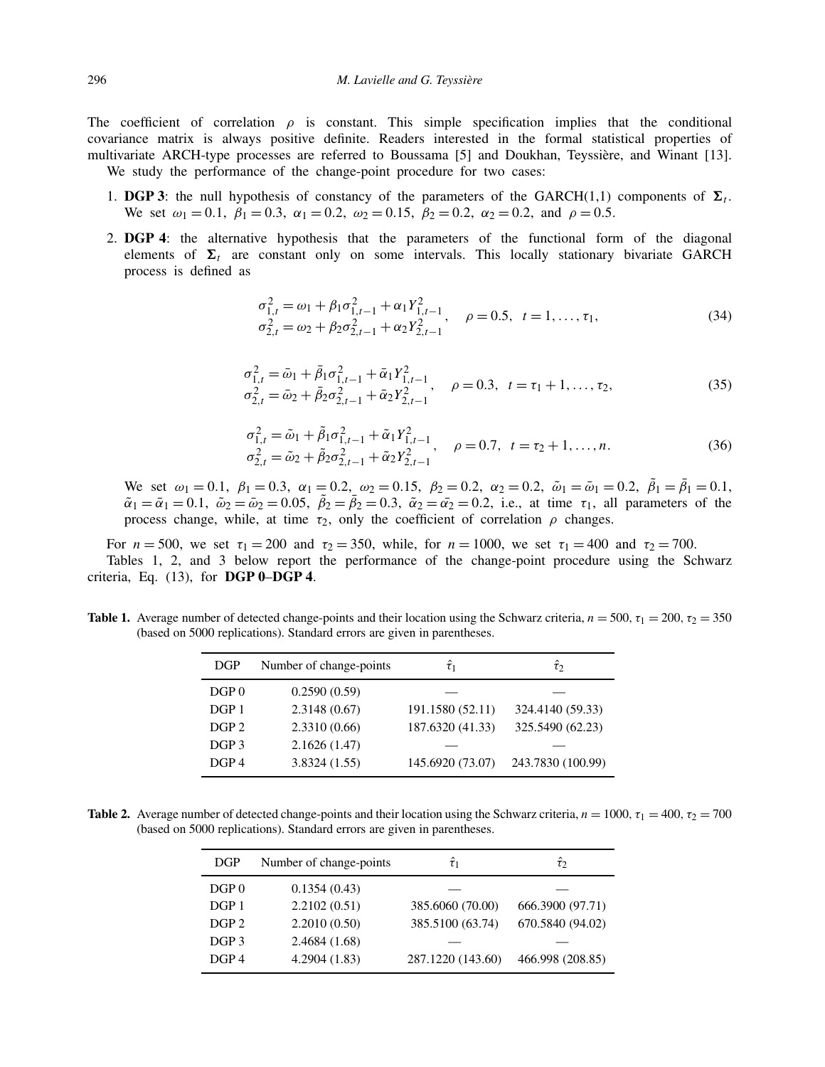The coefficient of correlation $\rho$ is constant. This simple specification implies that the conditional covariance matrix is always positive definite. Readers interested in the formal statistical properties of multivariate ARCH-type processes are referred to Boussama [5] and Doukhan, Teyssière, and Winant [13].

We study the performance of the change-point procedure for two cases:

1. **DGP 3**: the null hypothesis of constancy of the parameters of the GARCH(1,1) components of $\mathbf{\Sigma}_t$. We set $\omega_1 = 0.1$, $\beta_1 = 0.3$, $\alpha_1 = 0.2$, $\omega_2 = 0.15$, $\beta_2 = 0.2$, $\alpha_2 = 0.2$, and $\rho = 0.5$.
2. **DGP 4**: the alternative hypothesis that the parameters of the functional form of the diagonal elements of $\mathbf{\Sigma}_t$ are constant only on some intervals. This locally stationary bivariate GARCH process is defined as

$$\begin{array}{l} \sigma_{1,t}^2 = \omega_1 + \beta_1 \sigma_{1,t-1}^2 + \alpha_1 Y_{1,t-1}^2 \\ \sigma_{2,t}^2 = \omega_2 + \beta_2 \sigma_{2,t-1}^2 + \alpha_2 Y_{2,t-1}^2 \end{array}, \quad \rho = 0.5, \quad t = 1, \ldots, \tau_1, \tag{34}$$

$$\begin{array}{l} \sigma_{1,t}^2 = \bar{\omega}_1 + \bar{\beta}_1 \sigma_{1,t-1}^2 + \bar{\alpha}_1 Y_{1,t-1}^2 \\ \sigma_{2,t}^2 = \bar{\omega}_2 + \bar{\beta}_2 \sigma_{2,t-1}^2 + \bar{\alpha}_2 Y_{2,t-1}^2 \end{array}, \quad \rho = 0.3, \quad t = \tau_1 + 1, \ldots, \tau_2, \tag{35}$$

$$\begin{array}{l} \sigma_{1,t}^2 = \tilde{\omega}_1 + \tilde{\beta}_1 \sigma_{1,t-1}^2 + \tilde{\alpha}_1 Y_{1,t-1}^2 \\ \sigma_{2,t}^2 = \tilde{\omega}_2 + \tilde{\beta}_2 \sigma_{2,t-1}^2 + \tilde{\alpha}_2 Y_{2,t-1}^2 \end{array}, \quad \rho = 0.7, \quad t = \tau_2 + 1, \ldots, n. \tag{36}$$

   We set $\omega_1 = 0.1$, $\beta_1 = 0.3$, $\alpha_1 = 0.2$, $\omega_2 = 0.15$, $\beta_2 = 0.2$, $\alpha_2 = 0.2$, $\tilde{\omega}_1 = \bar{\omega}_1 = 0.2$, $\tilde{\beta}_1 = \bar{\beta}_1 = 0.1$, $\tilde{\alpha}_1 = \bar{\alpha}_1 = 0.1$, $\tilde{\omega}_2 = \bar{\omega}_2 = 0.05$, $\tilde{\beta}_2 = \bar{\beta}_2 = 0.3$, $\tilde{\alpha}_2 = \bar{\alpha}_2 = 0.2$, i.e., at time $\tau_1$, all parameters of the process change, while, at time $\tau_2$, only the coefficient of correlation $\rho$ changes.

For $n = 500$, we set $\tau_1 = 200$ and $\tau_2 = 350$, while, for $n = 1000$, we set $\tau_1 = 400$ and $\tau_2 = 700$.

Tables 1, 2, and 3 below report the performance of the change-point procedure using the Schwarz criteria, Eq. (13), for **DGP 0–DGP 4**.

**Table 1.** Average number of detected change-points and their location using the Schwarz criteria, $n = 500$, $\tau_1 = 200$, $\tau_2 = 350$ (based on 5000 replications). Standard errors are given in parentheses.

| DGP | Number of change-points | $\hat{\tau}_1$ | $\hat{\tau}_2$ |
|---|---|---|---|
| DGP 0 | 0.2590 (0.59) | — | — |
| DGP 1 | 2.3148 (0.67) | 191.1580 (52.11) | 324.4140 (59.33) |
| DGP 2 | 2.3310 (0.66) | 187.6320 (41.33) | 325.5490 (62.23) |
| DGP 3 | 2.1626 (1.47) | — | — |
| DGP 4 | 3.8324 (1.55) | 145.6920 (73.07) | 243.7830 (100.99) |

**Table 2.** Average number of detected change-points and their location using the Schwarz criteria, $n = 1000$, $\tau_1 = 400$, $\tau_2 = 700$ (based on 5000 replications). Standard errors are given in parentheses.

| DGP | Number of change-points | $\hat{\tau}_1$ | $\hat{\tau}_2$ |
|---|---|---|---|
| DGP 0 | 0.1354 (0.43) | — | — |
| DGP 1 | 2.2102 (0.51) | 385.6060 (70.00) | 666.3900 (97.71) |
| DGP 2 | 2.2010 (0.50) | 385.5100 (63.74) | 670.5840 (94.02) |
| DGP 3 | 2.4684 (1.68) | — | — |
| DGP 4 | 4.2904 (1.83) | 287.1220 (143.60) | 466.998 (208.85) |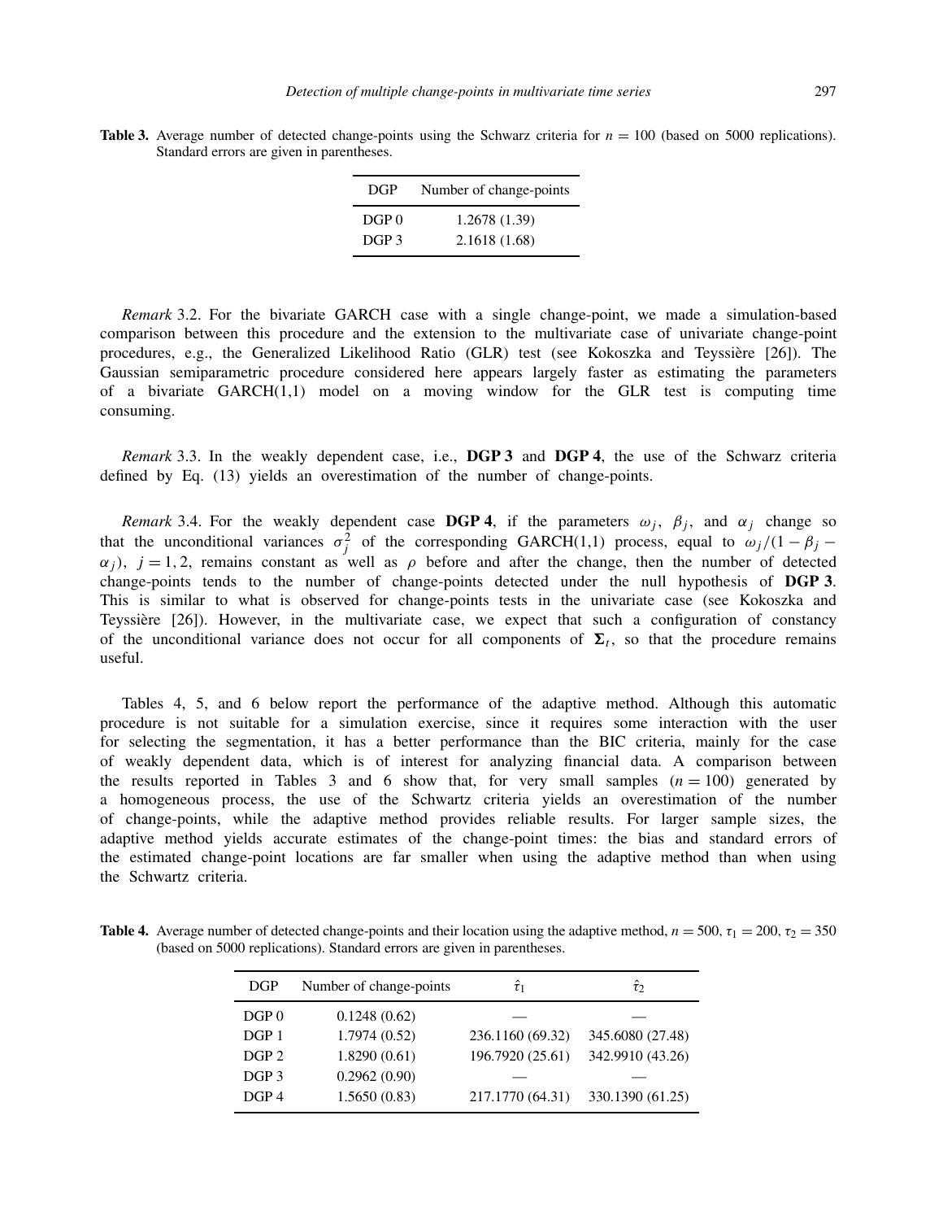**Table 3.** Average number of detected change-points using the Schwarz criteria for $n = 100$ (based on 5000 replications). Standard errors are given in parentheses.

| DGP | Number of change-points |
|---|---|
| DGP 0 | 1.2678 (1.39) |
| DGP 3 | 2.1618 (1.68) |

*Remark* 3.2. For the bivariate GARCH case with a single change-point, we made a simulation-based comparison between this procedure and the extension to the multivariate case of univariate change-point procedures, e.g., the Generalized Likelihood Ratio (GLR) test (see Kokoszka and Teyssière [26]). The Gaussian semiparametric procedure considered here appears largely faster as estimating the parameters of a bivariate GARCH(1,1) model on a moving window for the GLR test is computing time consuming.

*Remark* 3.3. In the weakly dependent case, i.e., **DGP 3** and **DGP 4**, the use of the Schwarz criteria defined by Eq. (13) yields an overestimation of the number of change-points.

*Remark* 3.4. For the weakly dependent case **DGP 4**, if the parameters $\omega_j$, $\beta_j$, and $\alpha_j$ change so that the unconditional variances $\sigma_j^2$ of the corresponding GARCH(1,1) process, equal to $\omega_j/(1-\beta_j-\alpha_j)$, $j = 1, 2$, remains constant as well as $\rho$ before and after the change, then the number of detected change-points tends to the number of change-points detected under the null hypothesis of **DGP 3**. This is similar to what is observed for change-points tests in the univariate case (see Kokoszka and Teyssière [26]). However, in the multivariate case, we expect that such a configuration of constancy of the unconditional variance does not occur for all components of $\mathbf{\Sigma}_t$, so that the procedure remains useful.

Tables 4, 5, and 6 below report the performance of the adaptive method. Although this automatic procedure is not suitable for a simulation exercise, since it requires some interaction with the user for selecting the segmentation, it has a better performance than the BIC criteria, mainly for the case of weakly dependent data, which is of interest for analyzing financial data. A comparison between the results reported in Tables 3 and 6 show that, for very small samples ($n = 100$) generated by a homogeneous process, the use of the Schwartz criteria yields an overestimation of the number of change-points, while the adaptive method provides reliable results. For larger sample sizes, the adaptive method yields accurate estimates of the change-point times: the bias and standard errors of the estimated change-point locations are far smaller when using the adaptive method than when using the Schwartz criteria.

**Table 4.** Average number of detected change-points and their location using the adaptive method, $n = 500$, $\tau_1 = 200$, $\tau_2 = 350$ (based on 5000 replications). Standard errors are given in parentheses.

| DGP | Number of change-points | $\hat{\tau}_1$ | $\hat{\tau}_2$ |
|---|---|---|---|
| DGP 0 | 0.1248 (0.62) | — | — |
| DGP 1 | 1.7974 (0.52) | 236.1160 (69.32) | 345.6080 (27.48) |
| DGP 2 | 1.8290 (0.61) | 196.7920 (25.61) | 342.9910 (43.26) |
| DGP 3 | 0.2962 (0.90) | — | — |
| DGP 4 | 1.5650 (0.83) | 217.1770 (64.31) | 330.1390 (61.25) |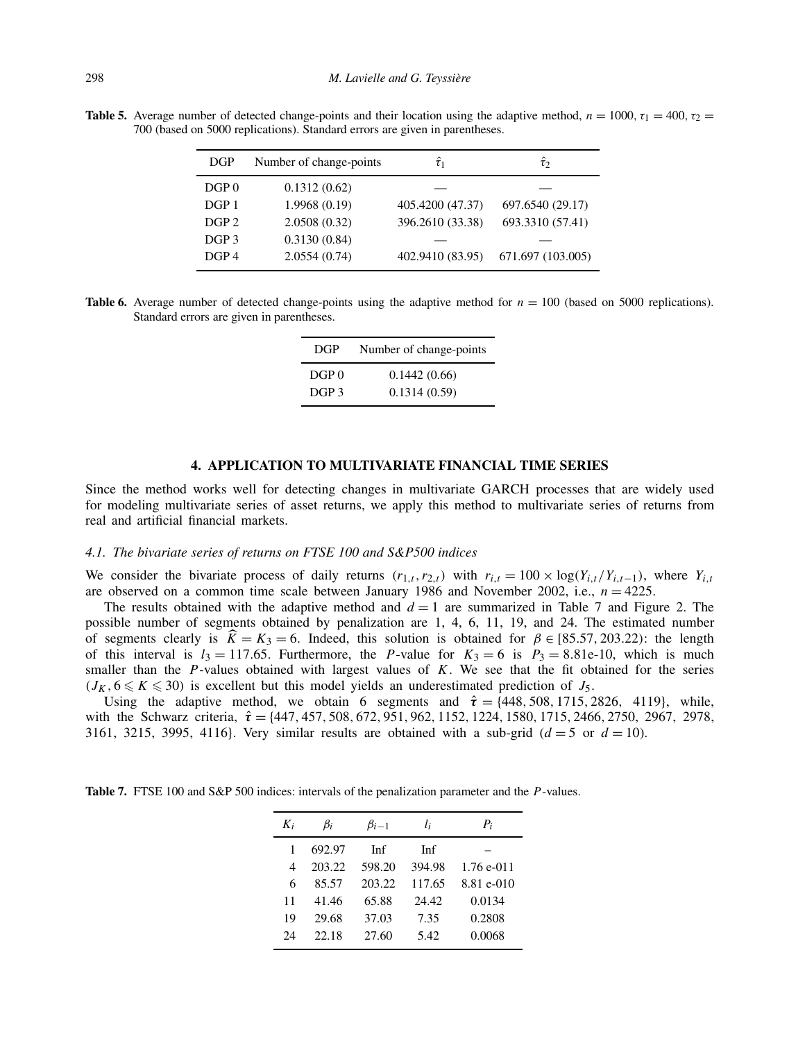**Table 5.** Average number of detected change-points and their location using the adaptive method, $n = 1000$, $\tau_1 = 400$, $\tau_2 = 700$ (based on 5000 replications). Standard errors are given in parentheses.

| DGP | Number of change-points | $\hat{\tau}_1$ | $\hat{\tau}_2$ |
|---|---|---|---|
| DGP 0 | 0.1312 (0.62) | — | — |
| DGP 1 | 1.9968 (0.19) | 405.4200 (47.37) | 697.6540 (29.17) |
| DGP 2 | 2.0508 (0.32) | 396.2610 (33.38) | 693.3310 (57.41) |
| DGP 3 | 0.3130 (0.84) | — | — |
| DGP 4 | 2.0554 (0.74) | 402.9410 (83.95) | 671.697 (103.005) |

**Table 6.** Average number of detected change-points using the adaptive method for $n = 100$ (based on 5000 replications). Standard errors are given in parentheses.

| DGP | Number of change-points |
|---|---|
| DGP 0 | 0.1442 (0.66) |
| DGP 3 | 0.1314 (0.59) |

## 4. APPLICATION TO MULTIVARIATE FINANCIAL TIME SERIES

Since the method works well for detecting changes in multivariate GARCH processes that are widely used for modeling multivariate series of asset returns, we apply this method to multivariate series of returns from real and artificial financial markets.

### 4.1. The bivariate series of returns on FTSE 100 and S&P500 indices

We consider the bivariate process of daily returns $(r_{1,t}, r_{2,t})$ with $r_{i,t} = 100 \times \log(Y_{i,t}/Y_{i,t-1})$, where $Y_{i,t}$ are observed on a common time scale between January 1986 and November 2002, i.e., $n = 4225$.

The results obtained with the adaptive method and $d = 1$ are summarized in Table 7 and Figure 2. The possible number of segments obtained by penalization are 1, 4, 6, 11, 19, and 24. The estimated number of segments clearly is $\widehat{K} = K_3 = 6$. Indeed, this solution is obtained for $\beta \in [85.57, 203.22)$: the length of this interval is $l_3 = 117.65$. Furthermore, the $P$-value for $K_3 = 6$ is $P_3 = 8.81\text{e-}10$, which is much smaller than the $P$-values obtained with largest values of $K$. We see that the fit obtained for the series $(J_K, 6 \leqslant K \leqslant 30)$ is excellent but this model yields an underestimated prediction of $J_5$.

Using the adaptive method, we obtain 6 segments and $\hat{\boldsymbol{\tau}} = \{448, 508, 1715, 2826, 4119\}$, while, with the Schwarz criteria, $\hat{\boldsymbol{\tau}} = \{447, 457, 508, 672, 951, 962, 1152, 1224, 1580, 1715, 2466, 2750, 2967, 2978, 3161, 3215, 3995, 4116\}$. Very similar results are obtained with a sub-grid ($d = 5$ or $d = 10$).

**Table 7.** FTSE 100 and S&P 500 indices: intervals of the penalization parameter and the $P$-values.

| $K_i$ | $\beta_i$ | $\beta_{i-1}$ | $l_i$ | $P_i$ |
|---|---|---|---|---|
| 1 | 692.97 | Inf | Inf | – |
| 4 | 203.22 | 598.20 | 394.98 | 1.76 e-011 |
| 6 | 85.57 | 203.22 | 117.65 | 8.81 e-010 |
| 11 | 41.46 | 65.88 | 24.42 | 0.0134 |
| 19 | 29.68 | 37.03 | 7.35 | 0.2808 |
| 24 | 22.18 | 27.60 | 5.42 | 0.0068 |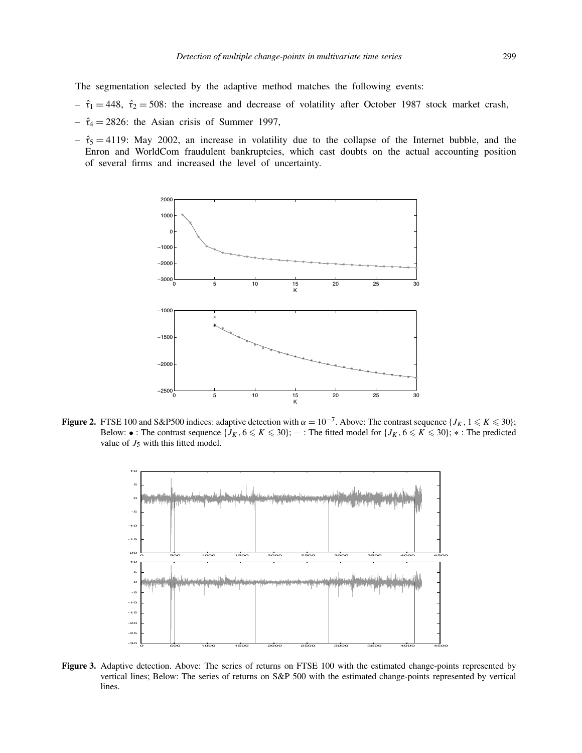The segmentation selected by the adaptive method matches the following events:

- $\hat{\tau}_1 = 448$, $\hat{\tau}_2 = 508$: the increase and decrease of volatility after October 1987 stock market crash,
- $\hat{\tau}_4 = 2826$: the Asian crisis of Summer 1997,
- $\hat{\tau}_5 = 4119$: May 2002, an increase in volatility due to the collapse of the Internet bubble, and the Enron and WorldCom fraudulent bankruptcies, which cast doubts on the actual accounting position of several firms and increased the level of uncertainty.

**Figure 2.** FTSE 100 and S&P500 indices: adaptive detection with $\alpha = 10^{-7}$. Above: The contrast sequence $\{J_K, 1 \leqslant K \leqslant 30\}$; Below: $\bullet$ : The contrast sequence $\{J_K, 6 \leqslant K \leqslant 30\}$; $-$ : The fitted model for $\{J_K, 6 \leqslant K \leqslant 30\}$; $*$ : The predicted value of $J_5$ with this fitted model.

**Figure 3.** Adaptive detection. Above: The series of returns on FTSE 100 with the estimated change-points represented by vertical lines; Below: The series of returns on S&P 500 with the estimated change-points represented by vertical lines.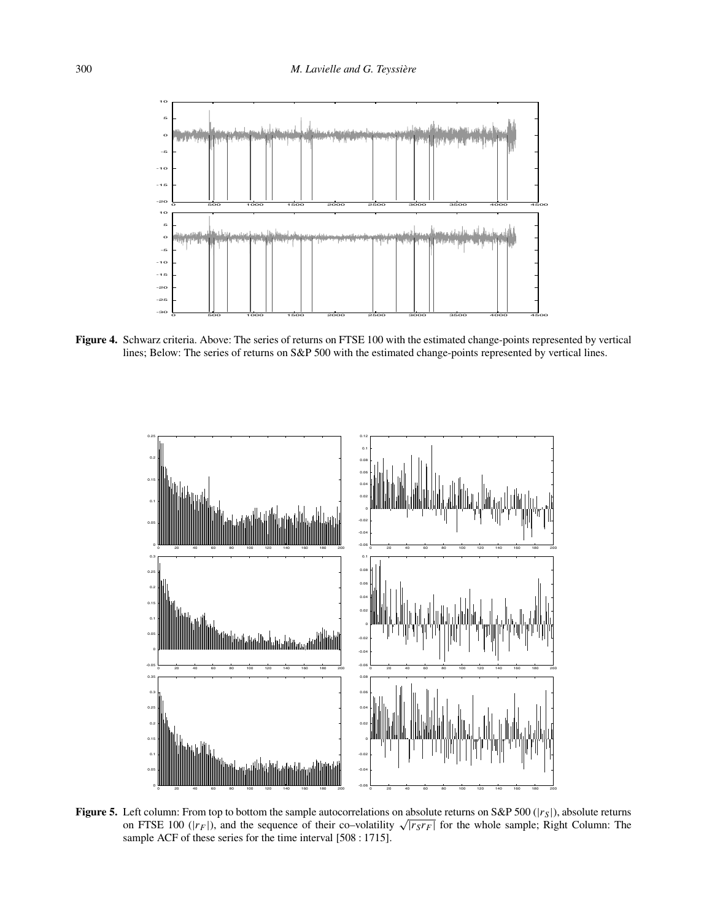**Figure 4.** Schwarz criteria. Above: The series of returns on FTSE 100 with the estimated change-points represented by vertical lines; Below: The series of returns on S&P 500 with the estimated change-points represented by vertical lines.

**Figure 5.** Left column: From top to bottom the sample autocorrelations on absolute returns on S&P 500 ($|r_S|$), absolute returns on FTSE 100 ($|r_F|$), and the sequence of their co–volatility $\sqrt{|r_S r_F|}$ for the whole sample; Right Column: The sample ACF of these series for the time interval [508 : 1715].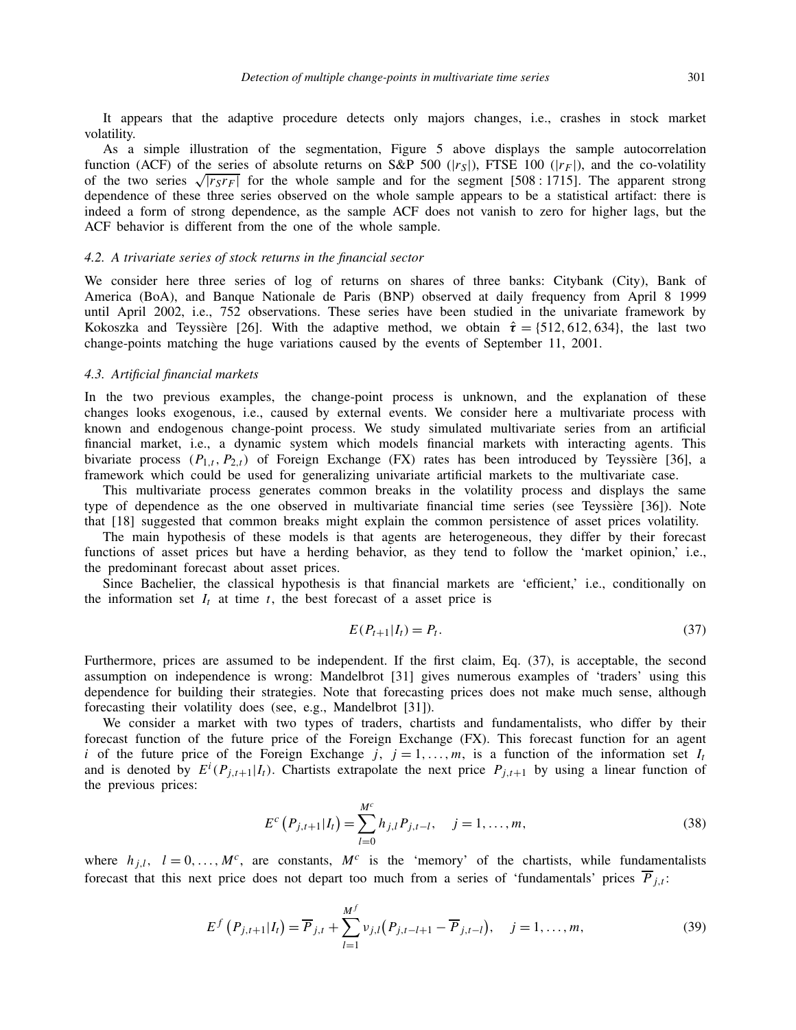It appears that the adaptive procedure detects only majors changes, i.e., crashes in stock market volatility.

As a simple illustration of the segmentation, Figure 5 above displays the sample autocorrelation function (ACF) of the series of absolute returns on S&P 500 ($|r_S|$), FTSE 100 ($|r_F|$), and the co-volatility of the two series $\sqrt{|r_S r_F|}$ for the whole sample and for the segment $[508:1715]$. The apparent strong dependence of these three series observed on the whole sample appears to be a statistical artifact: there is indeed a form of strong dependence, as the sample ACF does not vanish to zero for higher lags, but the ACF behavior is different from the one of the whole sample.

### *4.2. A trivariate series of stock returns in the financial sector*

We consider here three series of log of returns on shares of three banks: Citybank (City), Bank of America (BoA), and Banque Nationale de Paris (BNP) observed at daily frequency from April 8 1999 until April 2002, i.e., 752 observations. These series have been studied in the univariate framework by Kokoszka and Teyssière [26]. With the adaptive method, we obtain $\hat{\boldsymbol{\tau}} = \{512, 612, 634\}$, the last two change-points matching the huge variations caused by the events of September 11, 2001.

### *4.3. Artificial financial markets*

In the two previous examples, the change-point process is unknown, and the explanation of these changes looks exogenous, i.e., caused by external events. We consider here a multivariate process with known and endogenous change-point process. We study simulated multivariate series from an artificial financial market, i.e., a dynamic system which models financial markets with interacting agents. This bivariate process $(P_{1,t}, P_{2,t})$ of Foreign Exchange (FX) rates has been introduced by Teyssière [36], a framework which could be used for generalizing univariate artificial markets to the multivariate case.

This multivariate process generates common breaks in the volatility process and displays the same type of dependence as the one observed in multivariate financial time series (see Teyssière [36]). Note that [18] suggested that common breaks might explain the common persistence of asset prices volatility.

The main hypothesis of these models is that agents are heterogeneous, they differ by their forecast functions of asset prices but have a herding behavior, as they tend to follow the 'market opinion,' i.e., the predominant forecast about asset prices.

Since Bachelier, the classical hypothesis is that financial markets are 'efficient,' i.e., conditionally on the information set $I_t$ at time $t$, the best forecast of a asset price is

$$E(P_{t+1}|I_t) = P_t. \tag{37}$$

Furthermore, prices are assumed to be independent. If the first claim, Eq. (37), is acceptable, the second assumption on independence is wrong: Mandelbrot [31] gives numerous examples of 'traders' using this dependence for building their strategies. Note that forecasting prices does not make much sense, although forecasting their volatility does (see, e.g., Mandelbrot [31]).

We consider a market with two types of traders, chartists and fundamentalists, who differ by their forecast function of the future price of the Foreign Exchange (FX). This forecast function for an agent $i$ of the future price of the Foreign Exchange $j$, $j = 1, \ldots, m$, is a function of the information set $I_t$ and is denoted by $E^i(P_{j,t+1}|I_t)$. Chartists extrapolate the next price $P_{j,t+1}$ by using a linear function of the previous prices:

$$E^c\left(P_{j,t+1}|I_t\right) = \sum_{l=0}^{M^c} h_{j,l} P_{j,t-l}, \quad j = 1, \ldots, m, \tag{38}$$

where $h_{j,l}$, $l = 0, \ldots, M^c$, are constants, $M^c$ is the 'memory' of the chartists, while fundamentalists forecast that this next price does not depart too much from a series of 'fundamentals' prices $\overline{P}_{j,t}$:

$$E^f\left(P_{j,t+1}|I_t\right) = \overline{P}_{j,t} + \sum_{l=1}^{M^f} \nu_{j,l}\left(P_{j,t-l+1} - \overline{P}_{j,t-l}\right), \quad j = 1, \ldots, m, \tag{39}$$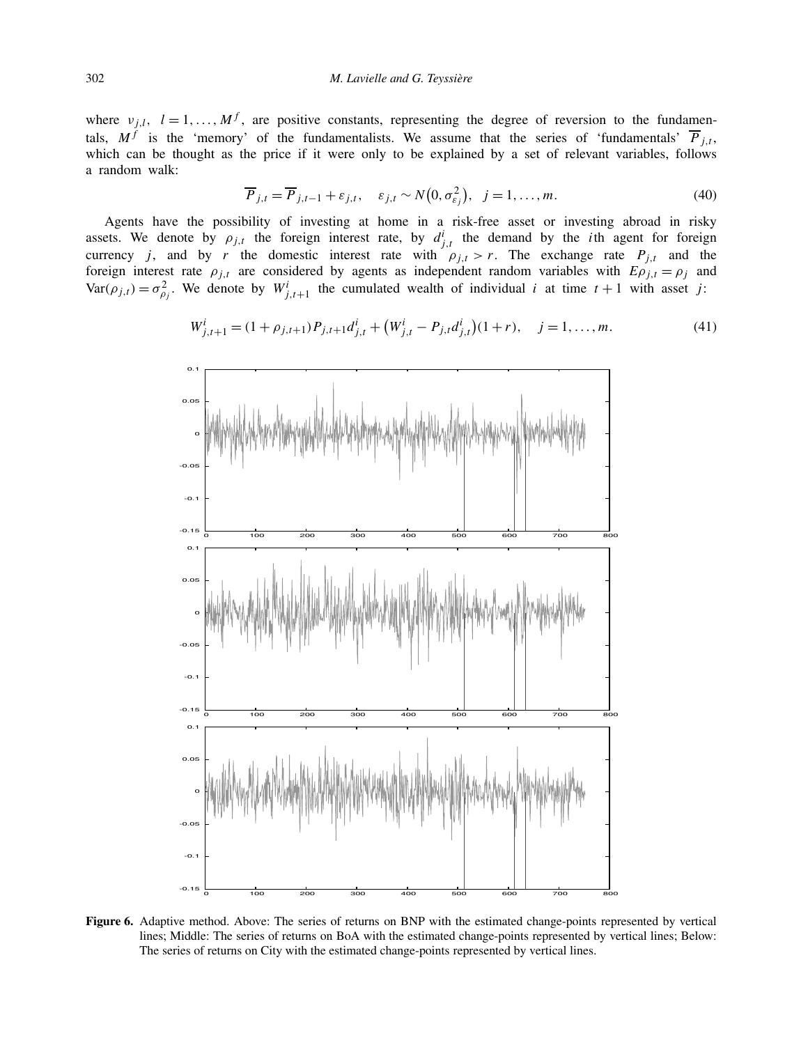where $\nu_{j,l}$, $l = 1, \ldots, M^f$, are positive constants, representing the degree of reversion to the fundamentals, $M^f$ is the 'memory' of the fundamentalists. We assume that the series of 'fundamentals' $\overline{P}_{j,t}$, which can be thought as the price if it were only to be explained by a set of relevant variables, follows a random walk:

$$\overline{P}_{j,t} = \overline{P}_{j,t-1} + \varepsilon_{j,t}, \quad \varepsilon_{j,t} \sim N\big(0, \sigma_{\varepsilon_j}^2\big), \quad j = 1, \ldots, m. \tag{40}$$

Agents have the possibility of investing at home in a risk-free asset or investing abroad in risky assets. We denote by $\rho_{j,t}$ the foreign interest rate, by $d_{j,t}^i$ the demand by the $i$th agent for foreign currency $j$, and by $r$ the domestic interest rate with $\rho_{j,t} > r$. The exchange rate $P_{j,t}$ and the foreign interest rate $\rho_{j,t}$ are considered by agents as independent random variables with $E\rho_{j,t} = \rho_j$ and $\operatorname{Var}(\rho_{j,t}) = \sigma_{\rho_j}^2$. We denote by $W_{j,t+1}^i$ the cumulated wealth of individual $i$ at time $t+1$ with asset $j$:

$$W_{j,t+1}^i = (1 + \rho_{j,t+1}) P_{j,t+1} d_{j,t}^i + \big(W_{j,t}^i - P_{j,t} d_{j,t}^i\big)(1 + r), \quad j = 1, \ldots, m. \tag{41}$$

**Figure 6.** Adaptive method. Above: The series of returns on BNP with the estimated change-points represented by vertical lines; Middle: The series of returns on BoA with the estimated change-points represented by vertical lines; Below: The series of returns on City with the estimated change-points represented by vertical lines.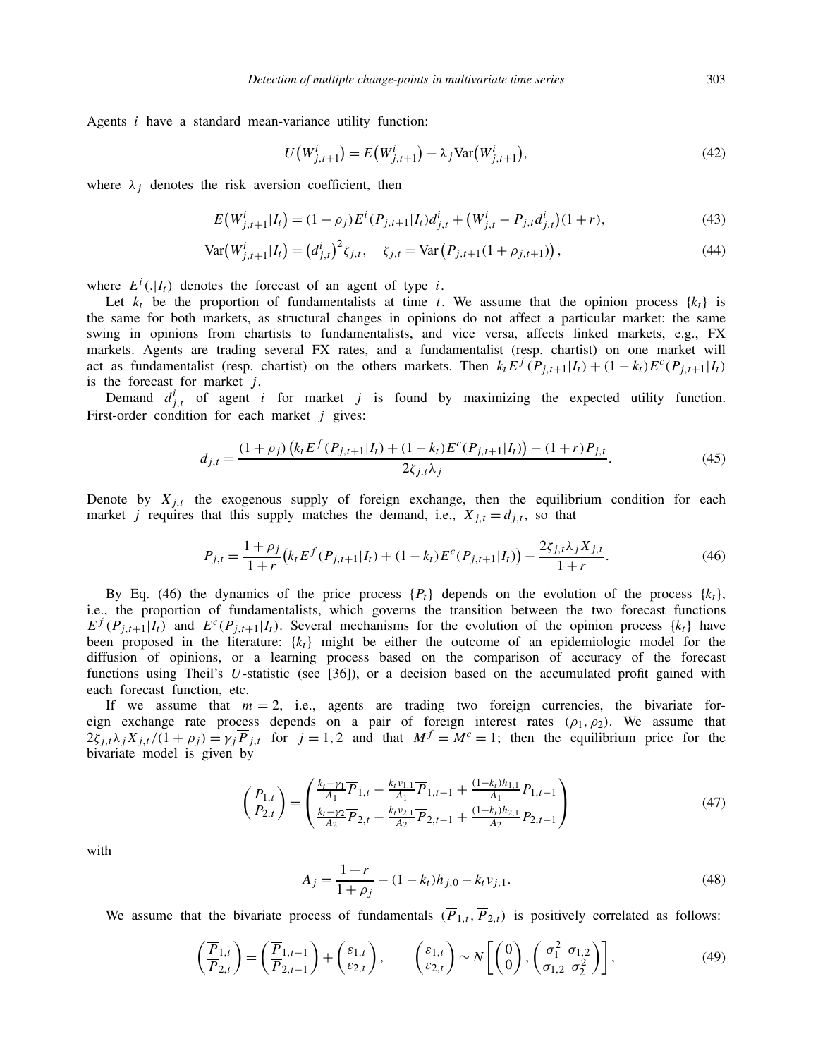Agents $i$ have a standard mean-variance utility function:

$$U\left(W_{j,t+1}^i\right) = E\left(W_{j,t+1}^i\right) - \lambda_j \mathrm{Var}\left(W_{j,t+1}^i\right), \tag{42}$$

where $\lambda_j$ denotes the risk aversion coefficient, then

$$E\left(W_{j,t+1}^i | I_t\right) = (1+\rho_j) E^i(P_{j,t+1}|I_t) d_{j,t}^i + \left(W_{j,t}^i - P_{j,t} d_{j,t}^i\right)(1+r), \tag{43}$$

$$\mathrm{Var}\left(W_{j,t+1}^i | I_t\right) = \left(d_{j,t}^i\right)^2 \zeta_{j,t}, \quad \zeta_{j,t} = \mathrm{Var}\left(P_{j,t+1}(1+\rho_{j,t+1})\right), \tag{44}$$

where $E^i(.|I_t)$ denotes the forecast of an agent of type $i$.

Let $k_t$ be the proportion of fundamentalists at time $t$. We assume that the opinion process $\{k_t\}$ is the same for both markets, as structural changes in opinions do not affect a particular market: the same swing in opinions from chartists to fundamentalists, and vice versa, affects linked markets, e.g., FX markets. Agents are trading several FX rates, and a fundamentalist (resp. chartist) on one market will act as fundamentalist (resp. chartist) on the others markets. Then $k_t E^f(P_{j,t+1}|I_t) + (1-k_t) E^c(P_{j,t+1}|I_t)$ is the forecast for market $j$.

Demand $d_{j,t}^i$ of agent $i$ for market $j$ is found by maximizing the expected utility function. First-order condition for each market $j$ gives:

$$d_{j,t} = \frac{(1+\rho_j)\left(k_t E^f(P_{j,t+1}|I_t) + (1-k_t) E^c(P_{j,t+1}|I_t)\right) - (1+r) P_{j,t}}{2\zeta_{j,t}\lambda_j}. \tag{45}$$

Denote by $X_{j,t}$ the exogenous supply of foreign exchange, then the equilibrium condition for each market $j$ requires that this supply matches the demand, i.e., $X_{j,t} = d_{j,t}$, so that

$$P_{j,t} = \frac{1+\rho_j}{1+r}\left(k_t E^f(P_{j,t+1}|I_t) + (1-k_t) E^c(P_{j,t+1}|I_t)\right) - \frac{2\zeta_{j,t}\lambda_j X_{j,t}}{1+r}. \tag{46}$$

By Eq. (46) the dynamics of the price process $\{P_t\}$ depends on the evolution of the process $\{k_t\}$, i.e., the proportion of fundamentalists, which governs the transition between the two forecast functions $E^f(P_{j,t+1}|I_t)$ and $E^c(P_{j,t+1}|I_t)$. Several mechanisms for the evolution of the opinion process $\{k_t\}$ have been proposed in the literature: $\{k_t\}$ might be either the outcome of an epidemiologic model for the diffusion of opinions, or a learning process based on the comparison of accuracy of the forecast functions using Theil's $U$-statistic (see [36]), or a decision based on the accumulated profit gained with each forecast function, etc.

If we assume that $m = 2$, i.e., agents are trading two foreign currencies, the bivariate foreign exchange rate process depends on a pair of foreign interest rates $(\rho_1, \rho_2)$. We assume that $2\zeta_{j,t}\lambda_j X_{j,t}/(1+\rho_j) = \gamma_j \overline{P}_{j,t}$ for $j = 1,2$ and that $M^f = M^c = 1$; then the equilibrium price for the bivariate model is given by

$$\begin{pmatrix} P_{1,t} \\ P_{2,t} \end{pmatrix} = \begin{pmatrix} \frac{k_t - \gamma_1}{A_1}\overline{P}_{1,t} - \frac{k_t v_{1,1}}{A_1}\overline{P}_{1,t-1} + \frac{(1-k_t)h_{1,1}}{A_1}P_{1,t-1} \\ \frac{k_t - \gamma_2}{A_2}\overline{P}_{2,t} - \frac{k_t v_{2,1}}{A_2}\overline{P}_{2,t-1} + \frac{(1-k_t)h_{2,1}}{A_2}P_{2,t-1} \end{pmatrix} \tag{47}$$

with

$$A_j = \frac{1+r}{1+\rho_j} - (1-k_t)h_{j,0} - k_t v_{j,1}. \tag{48}$$

We assume that the bivariate process of fundamentals $(\overline{P}_{1,t}, \overline{P}_{2,t})$ is positively correlated as follows:

$$\begin{pmatrix} \overline{P}_{1,t} \\ \overline{P}_{2,t} \end{pmatrix} = \begin{pmatrix} \overline{P}_{1,t-1} \\ \overline{P}_{2,t-1} \end{pmatrix} + \begin{pmatrix} \varepsilon_{1,t} \\ \varepsilon_{2,t} \end{pmatrix}, \qquad \begin{pmatrix} \varepsilon_{1,t} \\ \varepsilon_{2,t} \end{pmatrix} \sim N\left[\begin{pmatrix} 0 \\ 0 \end{pmatrix}, \begin{pmatrix} \sigma_1^2 & \sigma_{1,2} \\ \sigma_{1,2} & \sigma_2^2 \end{pmatrix}\right], \tag{49}$$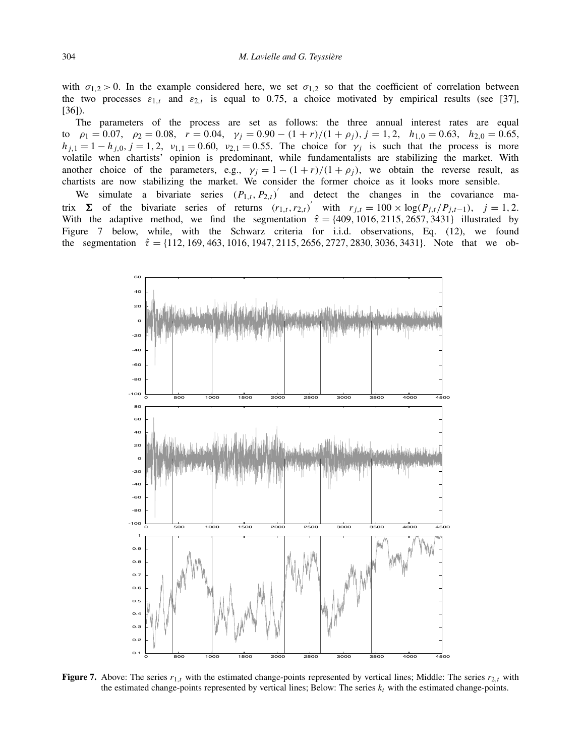with $\sigma_{1,2} > 0$. In the example considered here, we set $\sigma_{1,2}$ so that the coefficient of correlation between the two processes $\varepsilon_{1,t}$ and $\varepsilon_{2,t}$ is equal to 0.75, a choice motivated by empirical results (see [37], [36]).

The parameters of the process are set as follows: the three annual interest rates are equal to $\rho_1 = 0.07$, $\rho_2 = 0.08$, $r = 0.04$, $\gamma_j = 0.90 - (1+r)/(1+\rho_j)$, $j = 1, 2$, $h_{1,0} = 0.63$, $h_{2,0} = 0.65$, $h_{j,1} = 1 - h_{j,0}$, $j = 1, 2$, $\nu_{1,1} = 0.60$, $\nu_{2,1} = 0.55$. The choice for $\gamma_j$ is such that the process is more volatile when chartists' opinion is predominant, while fundamentalists are stabilizing the market. With another choice of the parameters, e.g., $\gamma_j = 1 - (1+r)/(1+\rho_j)$, we obtain the reverse result, as chartists are now stabilizing the market. We consider the former choice as it looks more sensible.

We simulate a bivariate series $(P_{1,t}, P_{2,t})'$ and detect the changes in the covariance matrix $\mathbf{\Sigma}$ of the bivariate series of returns $(r_{1,t}, r_{2,t})'$ with $r_{j,t} = 100 \times \log(P_{j,t}/P_{j,t-1})$, $j = 1, 2$. With the adaptive method, we find the segmentation $\hat{\tau} = \{409, 1016, 2115, 2657, 3431\}$ illustrated by Figure 7 below, while, with the Schwarz criteria for i.i.d. observations, Eq. (12), we found the segmentation $\hat{\tau} = \{112, 169, 463, 1016, 1947, 2115, 2656, 2727, 2830, 3036, 3431\}$. Note that we ob-

**Figure 7.** Above: The series $r_{1,t}$ with the estimated change-points represented by vertical lines; Middle: The series $r_{2,t}$ with the estimated change-points represented by vertical lines; Below: The series $k_t$ with the estimated change-points.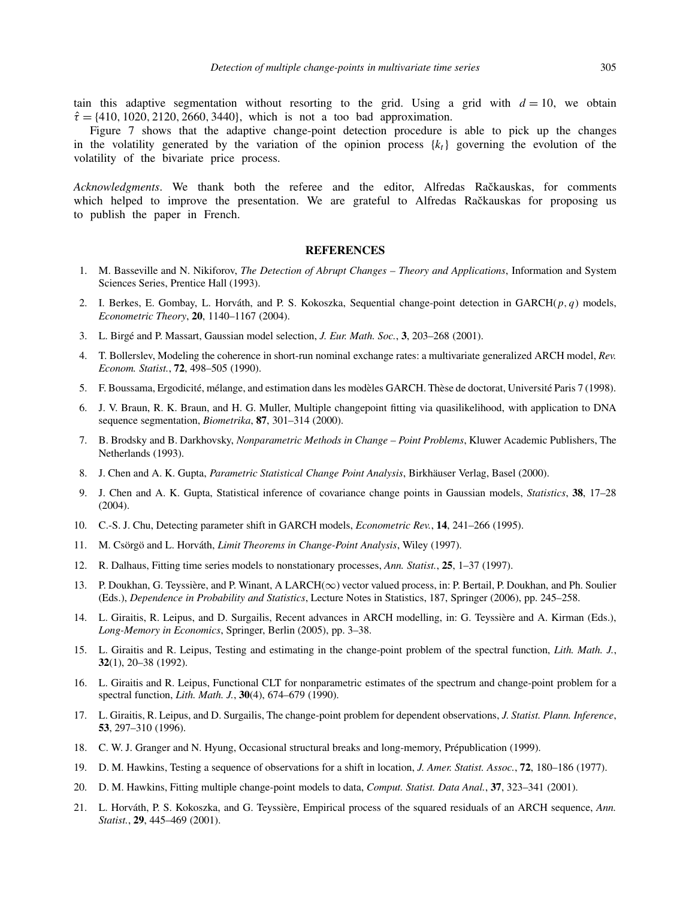tain this adaptive segmentation without resorting to the grid. Using a grid with $d = 10$, we obtain $\hat{\tau} = \{410, 1020, 2120, 2660, 3440\}$, which is not a too bad approximation.

Figure 7 shows that the adaptive change-point detection procedure is able to pick up the changes in the volatility generated by the variation of the opinion process $\{k_t\}$ governing the evolution of the volatility of the bivariate price process.

*Acknowledgments*. We thank both the referee and the editor, Alfredas Račkauskas, for comments which helped to improve the presentation. We are grateful to Alfredas Račkauskas for proposing us to publish the paper in French.

## REFERENCES

1. M. Basseville and N. Nikiforov, *The Detection of Abrupt Changes – Theory and Applications*, Information and System Sciences Series, Prentice Hall (1993).
2. I. Berkes, E. Gombay, L. Horváth, and P. S. Kokoszka, Sequential change-point detection in GARCH$(p, q)$ models, *Econometric Theory*, **20**, 1140–1167 (2004).
3. L. Birgé and P. Massart, Gaussian model selection, *J. Eur. Math. Soc.*, **3**, 203–268 (2001).
4. T. Bollerslev, Modeling the coherence in short-run nominal exchange rates: a multivariate generalized ARCH model, *Rev. Econom. Statist.*, **72**, 498–505 (1990).
5. F. Boussama, Ergodicité, mélange, and estimation dans les modèles GARCH. Thèse de doctorat, Université Paris 7 (1998).
6. J. V. Braun, R. K. Braun, and H. G. Muller, Multiple changepoint fitting via quasilikelihood, with application to DNA sequence segmentation, *Biometrika*, **87**, 301–314 (2000).
7. B. Brodsky and B. Darkhovsky, *Nonparametric Methods in Change – Point Problems*, Kluwer Academic Publishers, The Netherlands (1993).
8. J. Chen and A. K. Gupta, *Parametric Statistical Change Point Analysis*, Birkhäuser Verlag, Basel (2000).
9. J. Chen and A. K. Gupta, Statistical inference of covariance change points in Gaussian models, *Statistics*, **38**, 17–28 (2004).
10. C.-S. J. Chu, Detecting parameter shift in GARCH models, *Econometric Rev.*, **14**, 241–266 (1995).
11. M. Csörgö and L. Horváth, *Limit Theorems in Change-Point Analysis*, Wiley (1997).
12. R. Dalhaus, Fitting time series models to nonstationary processes, *Ann. Statist.*, **25**, 1–37 (1997).
13. P. Doukhan, G. Teyssière, and P. Winant, A LARCH$(\infty)$ vector valued process, in: P. Bertail, P. Doukhan, and Ph. Soulier (Eds.), *Dependence in Probability and Statistics*, Lecture Notes in Statistics, 187, Springer (2006), pp. 245–258.
14. L. Giraitis, R. Leipus, and D. Surgailis, Recent advances in ARCH modelling, in: G. Teyssière and A. Kirman (Eds.), *Long-Memory in Economics*, Springer, Berlin (2005), pp. 3–38.
15. L. Giraitis and R. Leipus, Testing and estimating in the change-point problem of the spectral function, *Lith. Math. J.*, **32**(1), 20–38 (1992).
16. L. Giraitis and R. Leipus, Functional CLT for nonparametric estimates of the spectrum and change-point problem for a spectral function, *Lith. Math. J.*, **30**(4), 674–679 (1990).
17. L. Giraitis, R. Leipus, and D. Surgailis, The change-point problem for dependent observations, *J. Statist. Plann. Inference*, **53**, 297–310 (1996).
18. C. W. J. Granger and N. Hyung, Occasional structural breaks and long-memory, Prépublication (1999).
19. D. M. Hawkins, Testing a sequence of observations for a shift in location, *J. Amer. Statist. Assoc.*, **72**, 180–186 (1977).
20. D. M. Hawkins, Fitting multiple change-point models to data, *Comput. Statist. Data Anal.*, **37**, 323–341 (2001).
21. L. Horváth, P. S. Kokoszka, and G. Teyssière, Empirical process of the squared residuals of an ARCH sequence, *Ann. Statist.*, **29**, 445–469 (2001).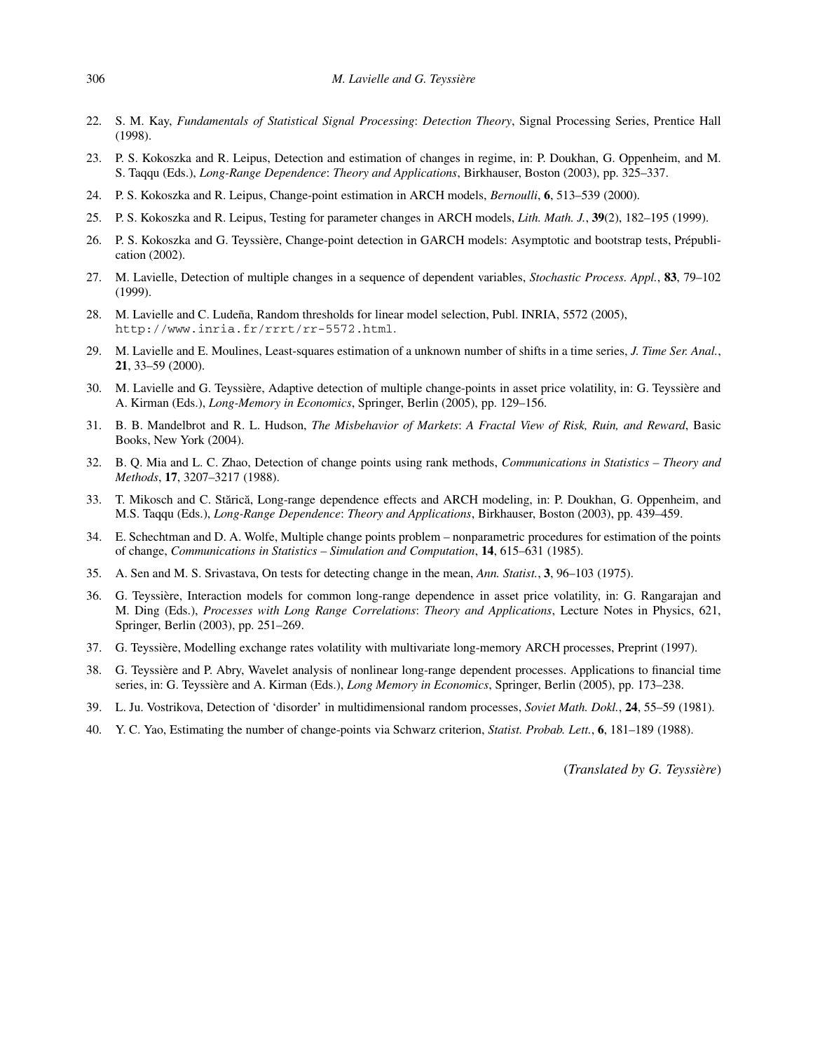22. S. M. Kay, *Fundamentals of Statistical Signal Processing*: *Detection Theory*, Signal Processing Series, Prentice Hall (1998).

23. P. S. Kokoszka and R. Leipus, Detection and estimation of changes in regime, in: P. Doukhan, G. Oppenheim, and M. S. Taqqu (Eds.), *Long-Range Dependence*: *Theory and Applications*, Birkhauser, Boston (2003), pp. 325–337.

24. P. S. Kokoszka and R. Leipus, Change-point estimation in ARCH models, *Bernoulli*, **6**, 513–539 (2000).

25. P. S. Kokoszka and R. Leipus, Testing for parameter changes in ARCH models, *Lith. Math. J.*, **39**(2), 182–195 (1999).

26. P. S. Kokoszka and G. Teyssière, Change-point detection in GARCH models: Asymptotic and bootstrap tests, Prépublication (2002).

27. M. Lavielle, Detection of multiple changes in a sequence of dependent variables, *Stochastic Process. Appl.*, **83**, 79–102 (1999).

28. M. Lavielle and C. Ludeña, Random thresholds for linear model selection, Publ. INRIA, 5572 (2005), `http://www.inria.fr/rrrt/rr-5572.html`.

29. M. Lavielle and E. Moulines, Least-squares estimation of a unknown number of shifts in a time series, *J. Time Ser. Anal.*, **21**, 33–59 (2000).

30. M. Lavielle and G. Teyssière, Adaptive detection of multiple change-points in asset price volatility, in: G. Teyssière and A. Kirman (Eds.), *Long-Memory in Economics*, Springer, Berlin (2005), pp. 129–156.

31. B. B. Mandelbrot and R. L. Hudson, *The Misbehavior of Markets*: *A Fractal View of Risk, Ruin, and Reward*, Basic Books, New York (2004).

32. B. Q. Mia and L. C. Zhao, Detection of change points using rank methods, *Communications in Statistics – Theory and Methods*, **17**, 3207–3217 (1988).

33. T. Mikosch and C. Stărică, Long-range dependence effects and ARCH modeling, in: P. Doukhan, G. Oppenheim, and M.S. Taqqu (Eds.), *Long-Range Dependence*: *Theory and Applications*, Birkhauser, Boston (2003), pp. 439–459.

34. E. Schechtman and D. A. Wolfe, Multiple change points problem – nonparametric procedures for estimation of the points of change, *Communications in Statistics – Simulation and Computation*, **14**, 615–631 (1985).

35. A. Sen and M. S. Srivastava, On tests for detecting change in the mean, *Ann. Statist.*, **3**, 96–103 (1975).

36. G. Teyssière, Interaction models for common long-range dependence in asset price volatility, in: G. Rangarajan and M. Ding (Eds.), *Processes with Long Range Correlations*: *Theory and Applications*, Lecture Notes in Physics, 621, Springer, Berlin (2003), pp. 251–269.

37. G. Teyssière, Modelling exchange rates volatility with multivariate long-memory ARCH processes, Preprint (1997).

38. G. Teyssière and P. Abry, Wavelet analysis of nonlinear long-range dependent processes. Applications to financial time series, in: G. Teyssière and A. Kirman (Eds.), *Long Memory in Economics*, Springer, Berlin (2005), pp. 173–238.

39. L. Ju. Vostrikova, Detection of 'disorder' in multidimensional random processes, *Soviet Math. Dokl.*, **24**, 55–59 (1981).

40. Y. C. Yao, Estimating the number of change-points via Schwarz criterion, *Statist. Probab. Lett.*, **6**, 181–189 (1988).

(*Translated by G. Teyssière*)